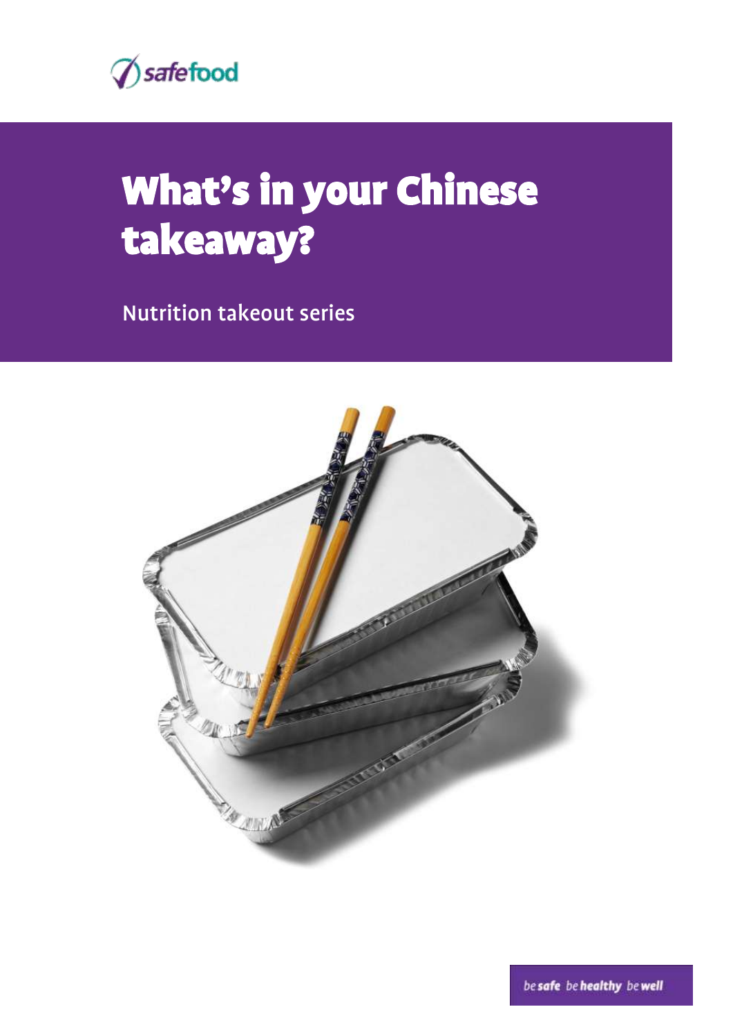safefood

# What's in your Chinese takeaway?

Nutrition takeout series

*be* **safe** *be* **healthy** *be* **well**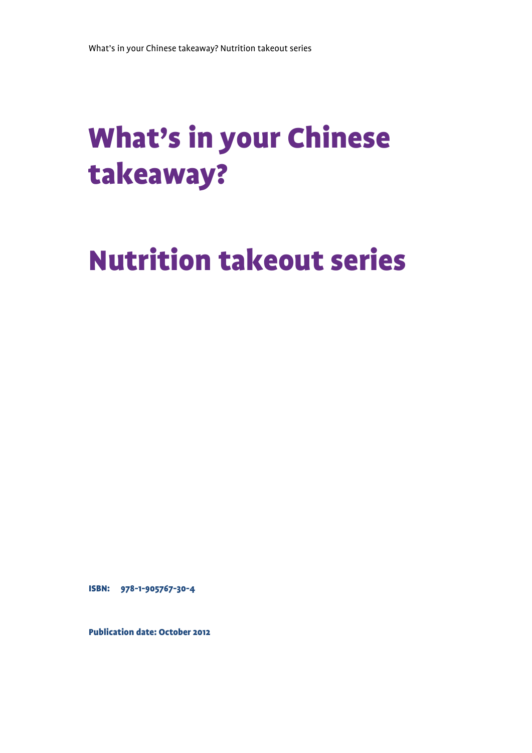# What's in your Chinese takeaway?

# Nutrition takeout series

**ISBN: 978-1-905767-30-4**

**Publication date: October 2012**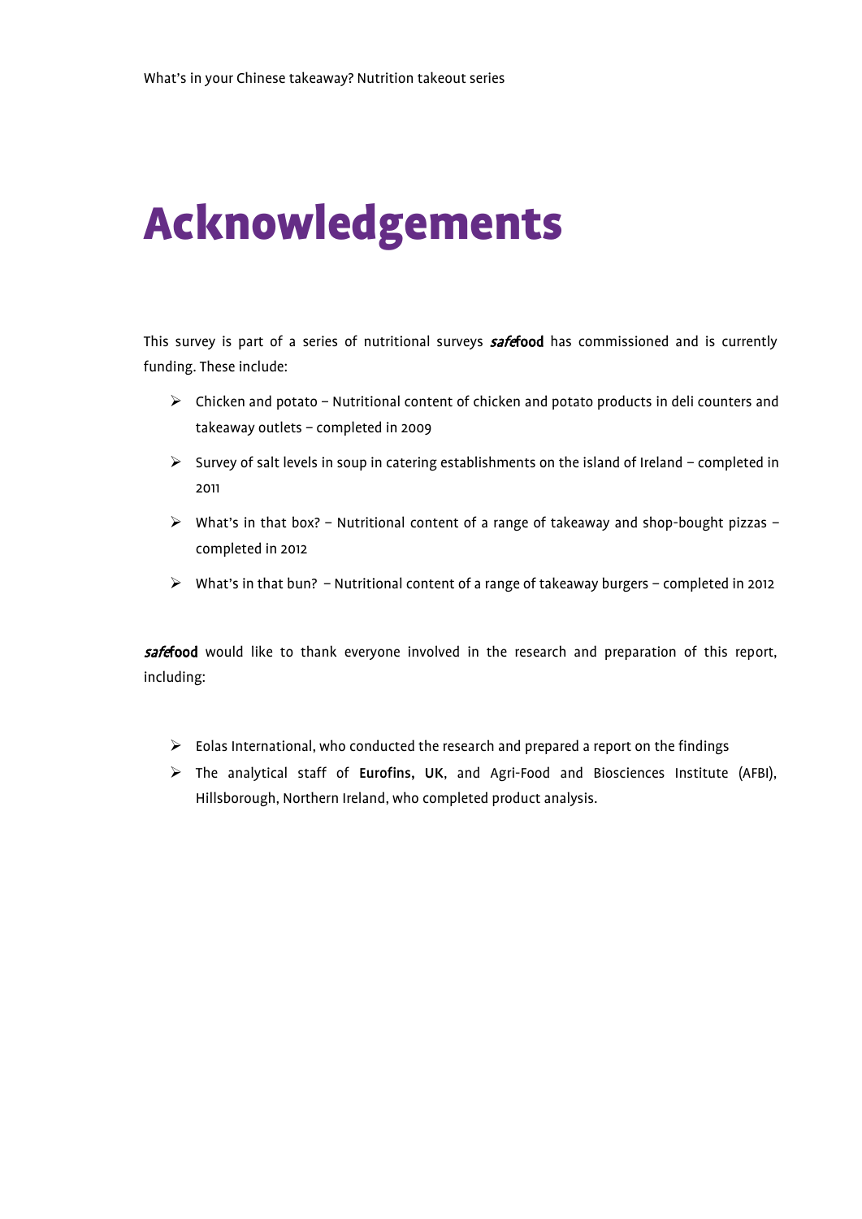# Acknowledgements

This survey is part of a series of nutritional surveys ***safe*food** has commissioned and is currently funding. These include:

- Chicken and potato – Nutritional content of chicken and potato products in deli counters and takeaway outlets – completed in 2009
- Survey of salt levels in soup in catering establishments on the island of Ireland – completed in 2011
- What's in that box? – Nutritional content of a range of takeaway and shop-bought pizzas – completed in 2012
- What's in that bun? – Nutritional content of a range of takeaway burgers – completed in 2012

***safe*food** would like to thank everyone involved in the research and preparation of this report, including:

- Eolas International, who conducted the research and prepared a report on the findings
- The analytical staff of **Eurofins, UK**, and Agri-Food and Biosciences Institute (AFBI), Hillsborough, Northern Ireland, who completed product analysis.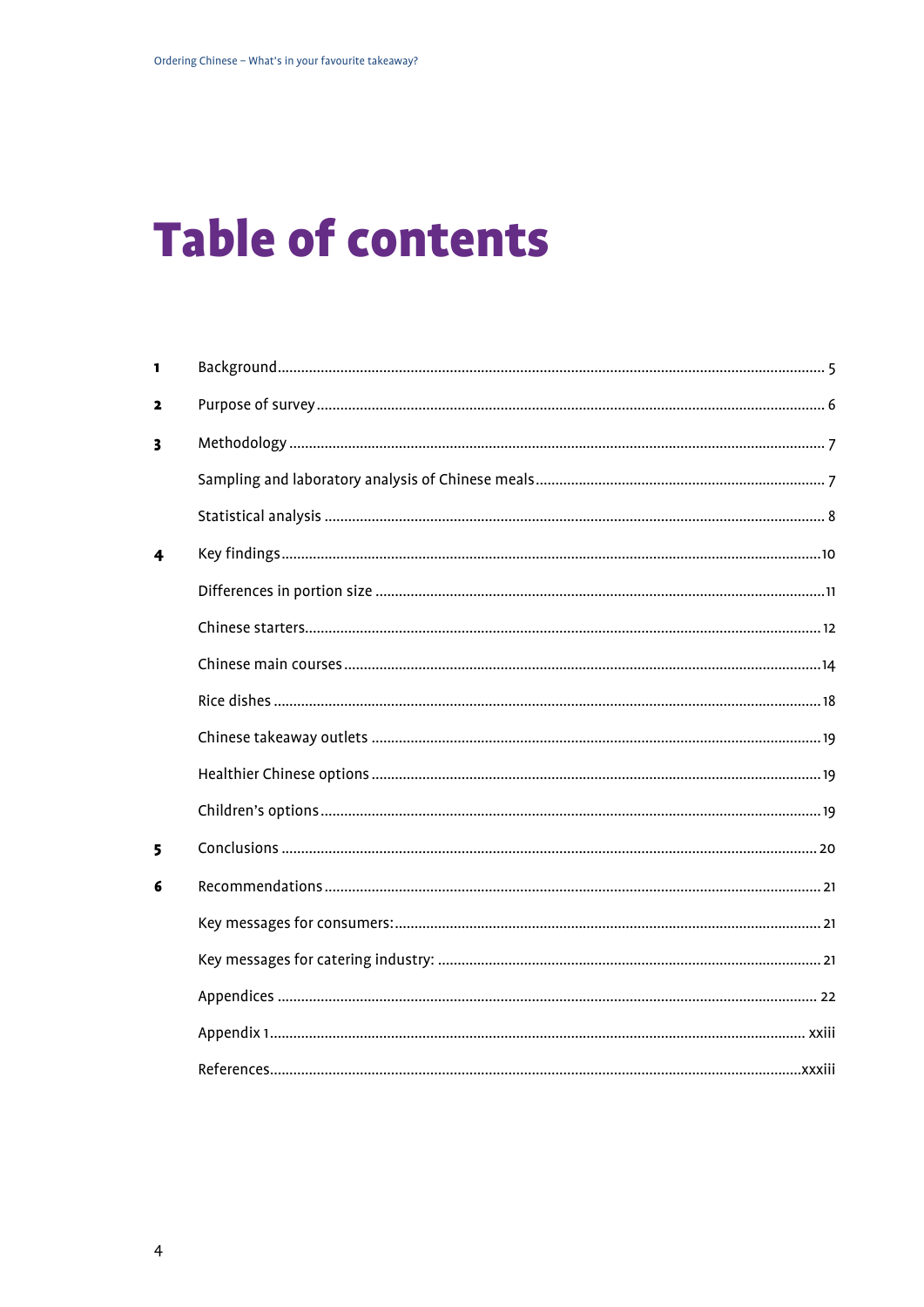# Table of contents

| | | |
|---|---|---|
| **1** | Background | 5 |
| **2** | Purpose of survey | 6 |
| **3** | Methodology | 7 |
| | Sampling and laboratory analysis of Chinese meals | 7 |
| | Statistical analysis | 8 |
| **4** | Key findings | 10 |
| | Differences in portion size | 11 |
| | Chinese starters | 12 |
| | Chinese main courses | 14 |
| | Rice dishes | 18 |
| | Chinese takeaway outlets | 19 |
| | Healthier Chinese options | 19 |
| | Children's options | 19 |
| **5** | Conclusions | 20 |
| **6** | Recommendations | 21 |
| | Key messages for consumers: | 21 |
| | Key messages for catering industry: | 21 |
| | Appendices | 22 |
| | Appendix 1 | xxiii |
| | References | xxxiii |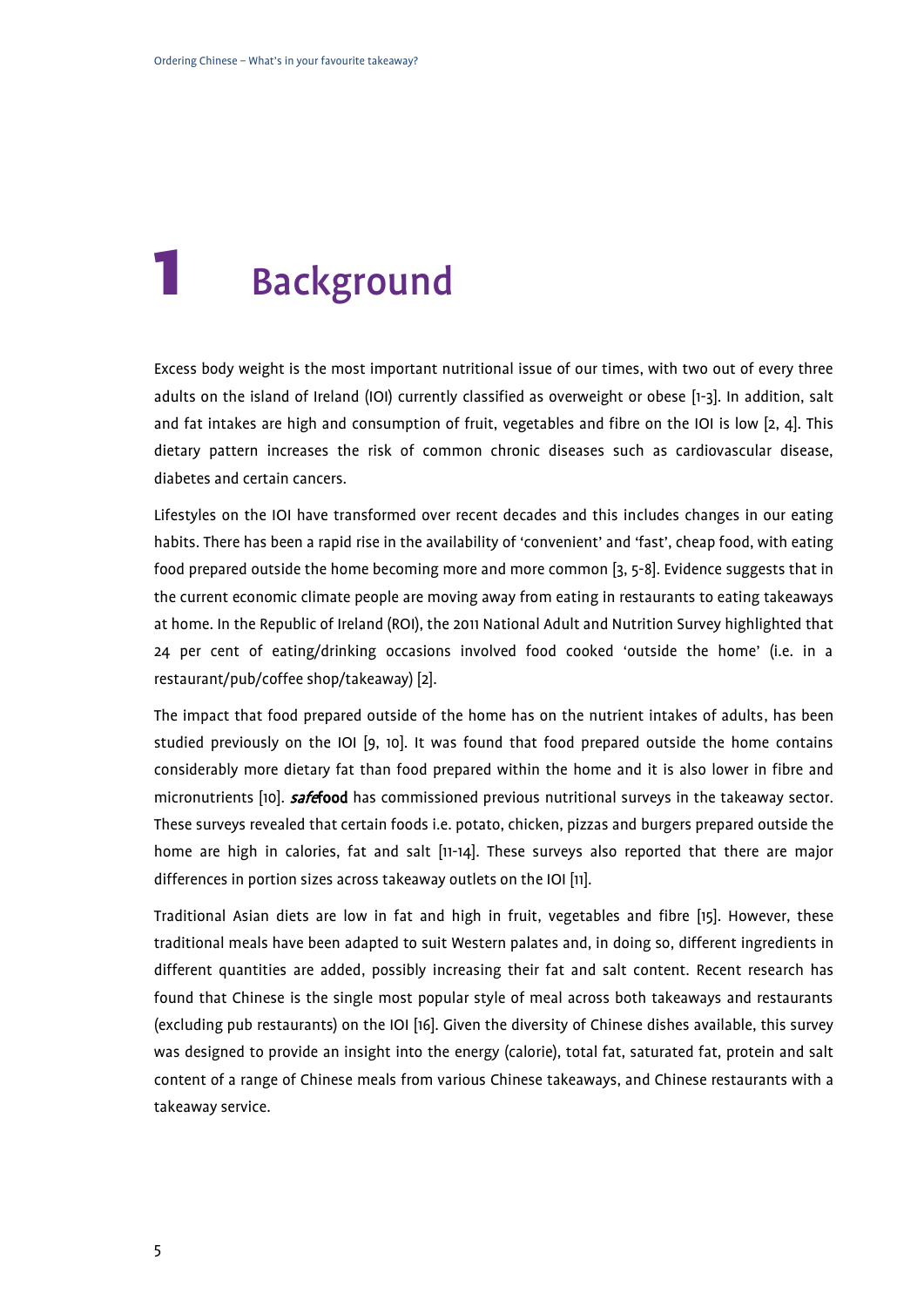# 1 Background

Excess body weight is the most important nutritional issue of our times, with two out of every three adults on the island of Ireland (IOI) currently classified as overweight or obese [1-3]. In addition, salt and fat intakes are high and consumption of fruit, vegetables and fibre on the IOI is low [2, 4]. This dietary pattern increases the risk of common chronic diseases such as cardiovascular disease, diabetes and certain cancers.

Lifestyles on the IOI have transformed over recent decades and this includes changes in our eating habits. There has been a rapid rise in the availability of 'convenient' and 'fast', cheap food, with eating food prepared outside the home becoming more and more common [3, 5-8]. Evidence suggests that in the current economic climate people are moving away from eating in restaurants to eating takeaways at home. In the Republic of Ireland (ROI), the 2011 National Adult and Nutrition Survey highlighted that 24 per cent of eating/drinking occasions involved food cooked 'outside the home' (i.e. in a restaurant/pub/coffee shop/takeaway) [2].

The impact that food prepared outside of the home has on the nutrient intakes of adults, has been studied previously on the IOI [9, 10]. It was found that food prepared outside the home contains considerably more dietary fat than food prepared within the home and it is also lower in fibre and micronutrients [10]. ***safe*food** has commissioned previous nutritional surveys in the takeaway sector. These surveys revealed that certain foods i.e. potato, chicken, pizzas and burgers prepared outside the home are high in calories, fat and salt [11-14]. These surveys also reported that there are major differences in portion sizes across takeaway outlets on the IOI [11].

Traditional Asian diets are low in fat and high in fruit, vegetables and fibre [15]. However, these traditional meals have been adapted to suit Western palates and, in doing so, different ingredients in different quantities are added, possibly increasing their fat and salt content. Recent research has found that Chinese is the single most popular style of meal across both takeaways and restaurants (excluding pub restaurants) on the IOI [16]. Given the diversity of Chinese dishes available, this survey was designed to provide an insight into the energy (calorie), total fat, saturated fat, protein and salt content of a range of Chinese meals from various Chinese takeaways, and Chinese restaurants with a takeaway service.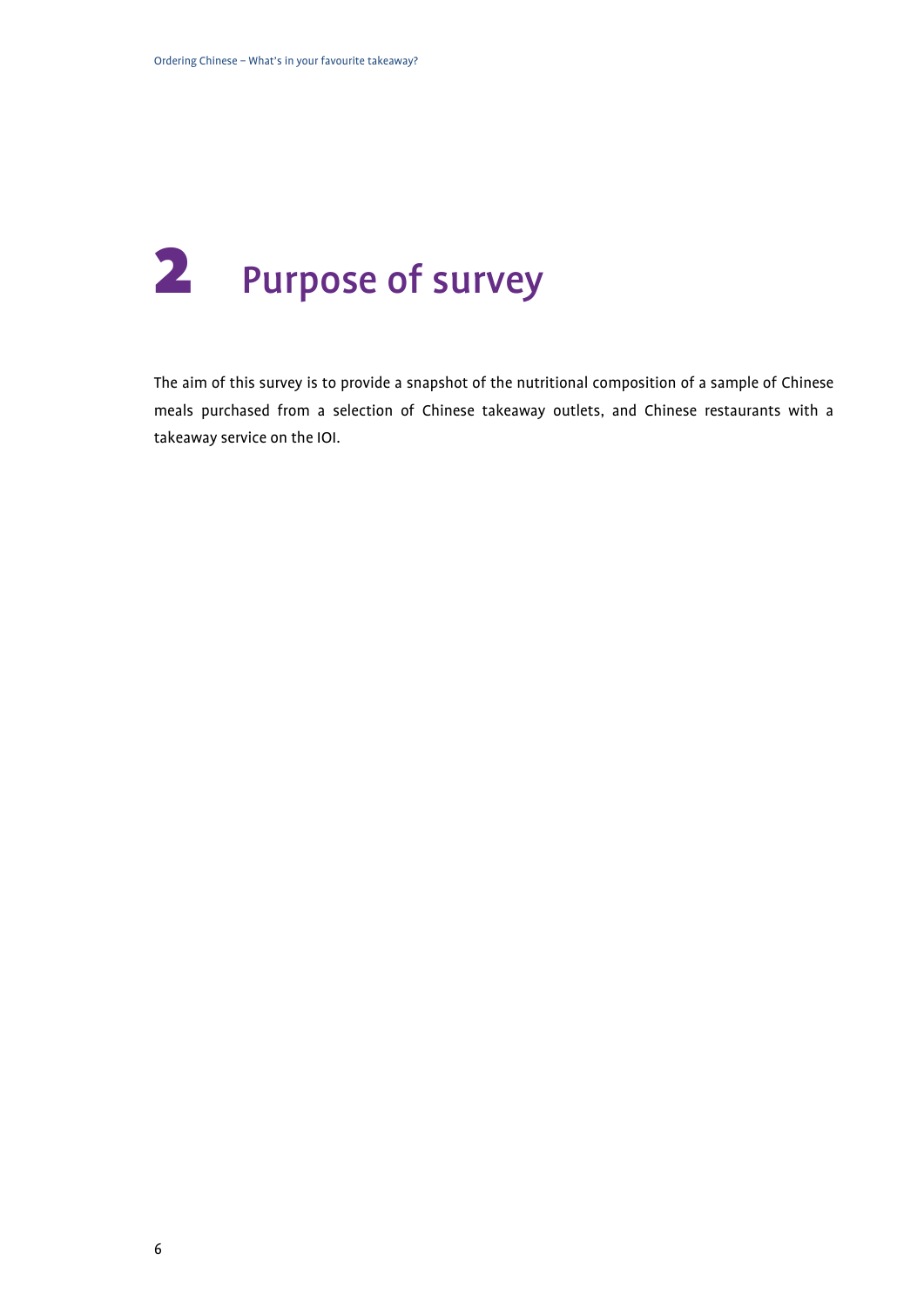# 2 Purpose of survey

The aim of this survey is to provide a snapshot of the nutritional composition of a sample of Chinese meals purchased from a selection of Chinese takeaway outlets, and Chinese restaurants with a takeaway service on the IOI.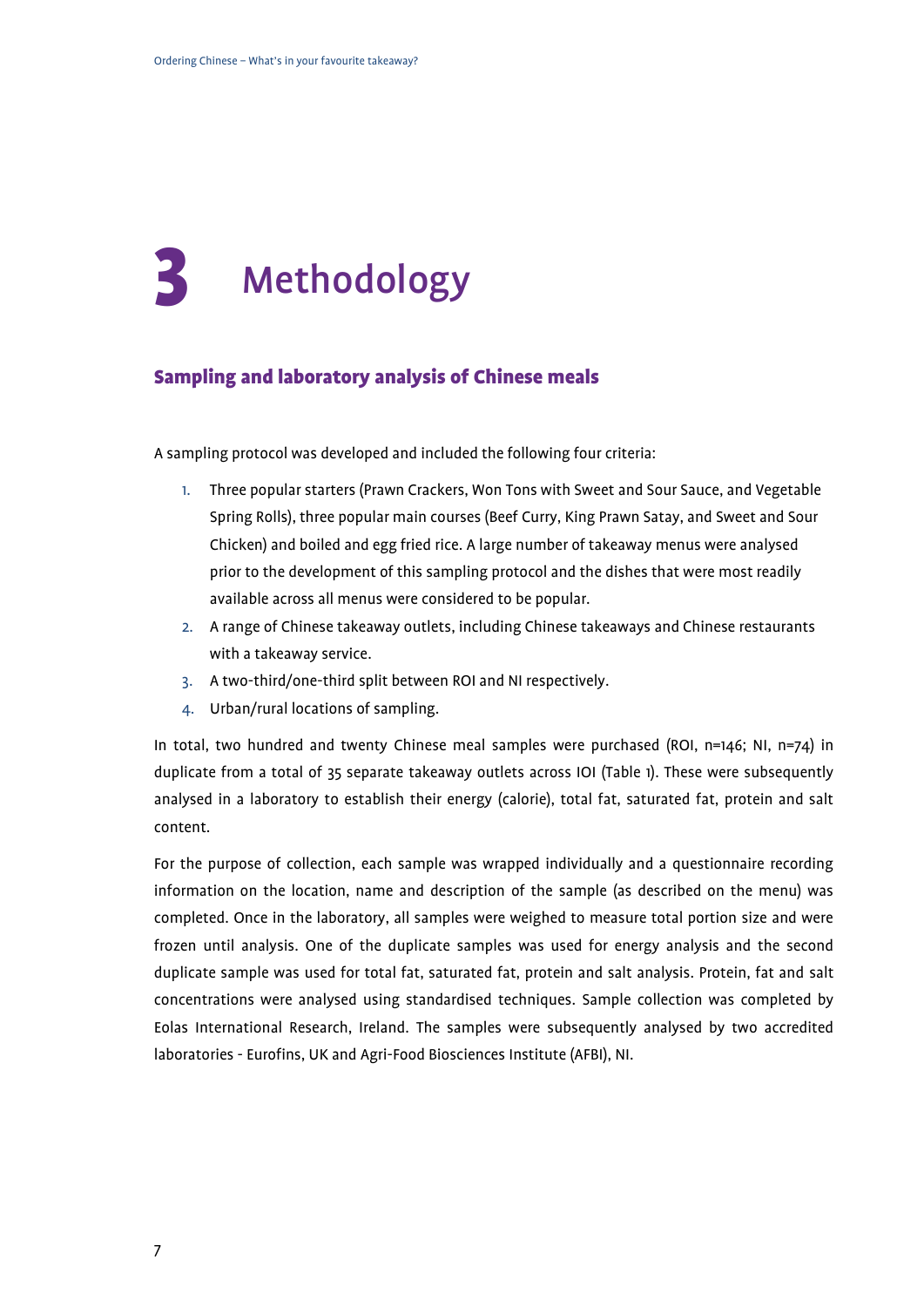# 3 Methodology

## Sampling and laboratory analysis of Chinese meals

A sampling protocol was developed and included the following four criteria:

1. Three popular starters (Prawn Crackers, Won Tons with Sweet and Sour Sauce, and Vegetable Spring Rolls), three popular main courses (Beef Curry, King Prawn Satay, and Sweet and Sour Chicken) and boiled and egg fried rice. A large number of takeaway menus were analysed prior to the development of this sampling protocol and the dishes that were most readily available across all menus were considered to be popular.
2. A range of Chinese takeaway outlets, including Chinese takeaways and Chinese restaurants with a takeaway service.
3. A two-third/one-third split between ROI and NI respectively.
4. Urban/rural locations of sampling.

In total, two hundred and twenty Chinese meal samples were purchased (ROI, n=146; NI, n=74) in duplicate from a total of 35 separate takeaway outlets across IOI (Table 1). These were subsequently analysed in a laboratory to establish their energy (calorie), total fat, saturated fat, protein and salt content.

For the purpose of collection, each sample was wrapped individually and a questionnaire recording information on the location, name and description of the sample (as described on the menu) was completed. Once in the laboratory, all samples were weighed to measure total portion size and were frozen until analysis. One of the duplicate samples was used for energy analysis and the second duplicate sample was used for total fat, saturated fat, protein and salt analysis. Protein, fat and salt concentrations were analysed using standardised techniques. Sample collection was completed by Eolas International Research, Ireland. The samples were subsequently analysed by two accredited laboratories - Eurofins, UK and Agri-Food Biosciences Institute (AFBI), NI.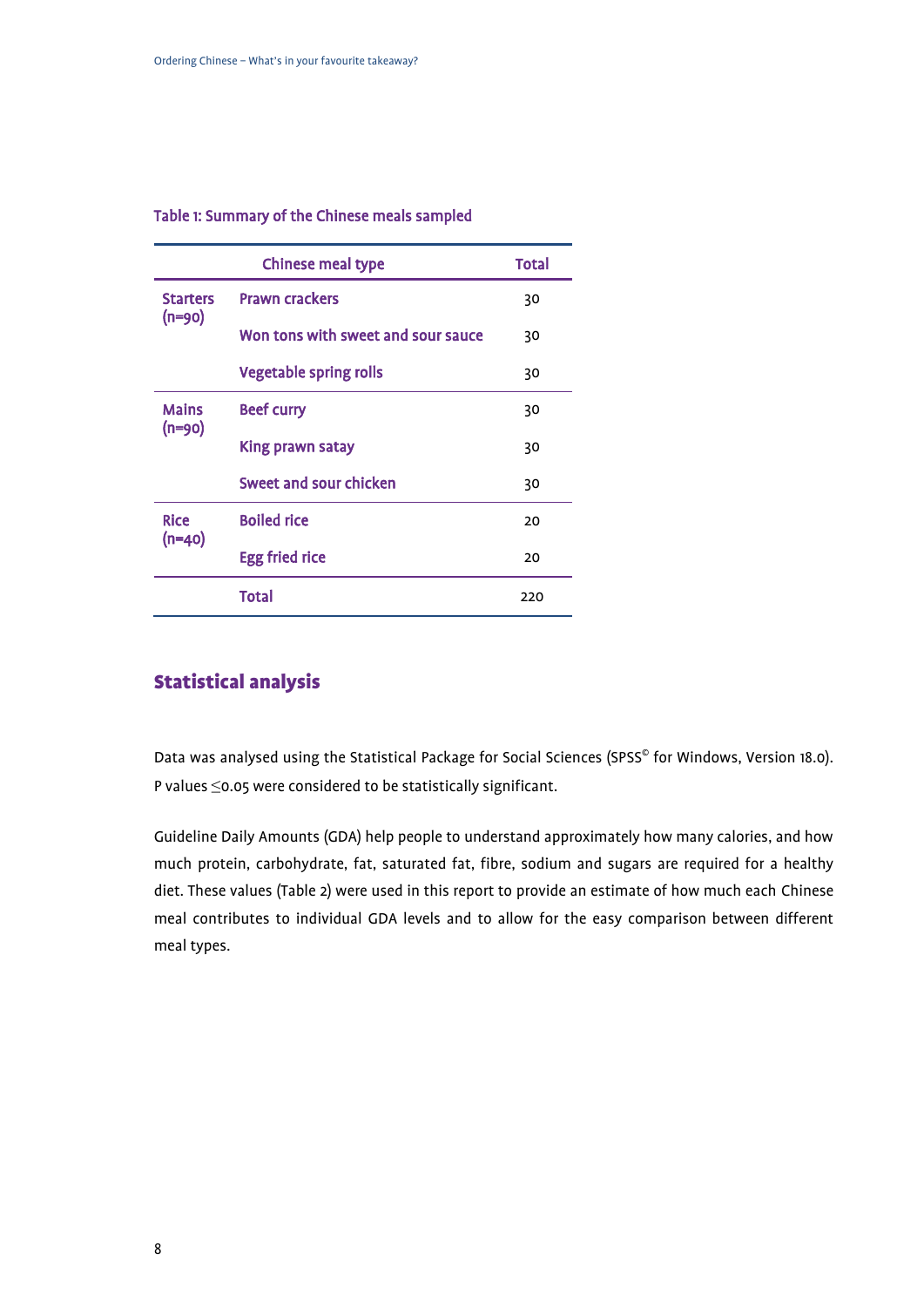Table 1: Summary of the Chinese meals sampled

| | Chinese meal type | Total |
|---|---|---|
| Starters (n=90) | Prawn crackers | 30 |
| | Won tons with sweet and sour sauce | 30 |
| | Vegetable spring rolls | 30 |
| Mains (n=90) | Beef curry | 30 |
| | King prawn satay | 30 |
| | Sweet and sour chicken | 30 |
| Rice (n=40) | Boiled rice | 20 |
| | Egg fried rice | 20 |
| | Total | 220 |

## Statistical analysis

Data was analysed using the Statistical Package for Social Sciences (SPSS© for Windows, Version 18.0). P values $\leq$0.05 were considered to be statistically significant.

Guideline Daily Amounts (GDA) help people to understand approximately how many calories, and how much protein, carbohydrate, fat, saturated fat, fibre, sodium and sugars are required for a healthy diet. These values (Table 2) were used in this report to provide an estimate of how much each Chinese meal contributes to individual GDA levels and to allow for the easy comparison between different meal types.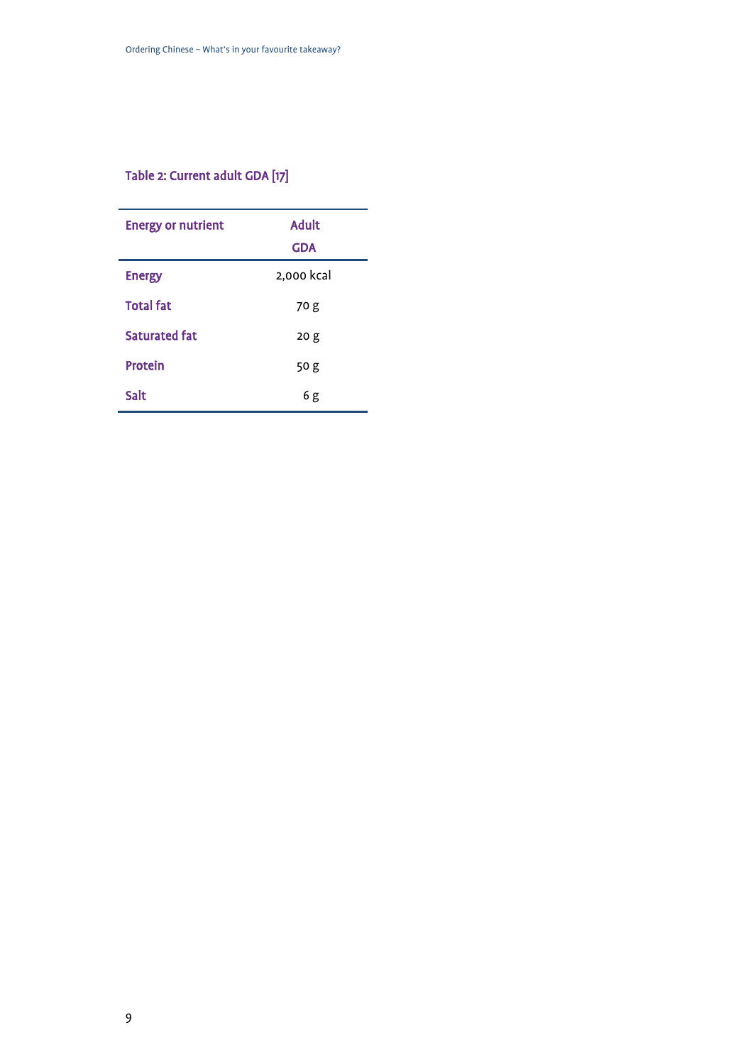Table 2: Current adult GDA [17]

| Energy or nutrient | Adult GDA |
| --- | --- |
| Energy | 2,000 kcal |
| Total fat | 70 g |
| Saturated fat | 20 g |
| Protein | 50 g |
| Salt | 6 g |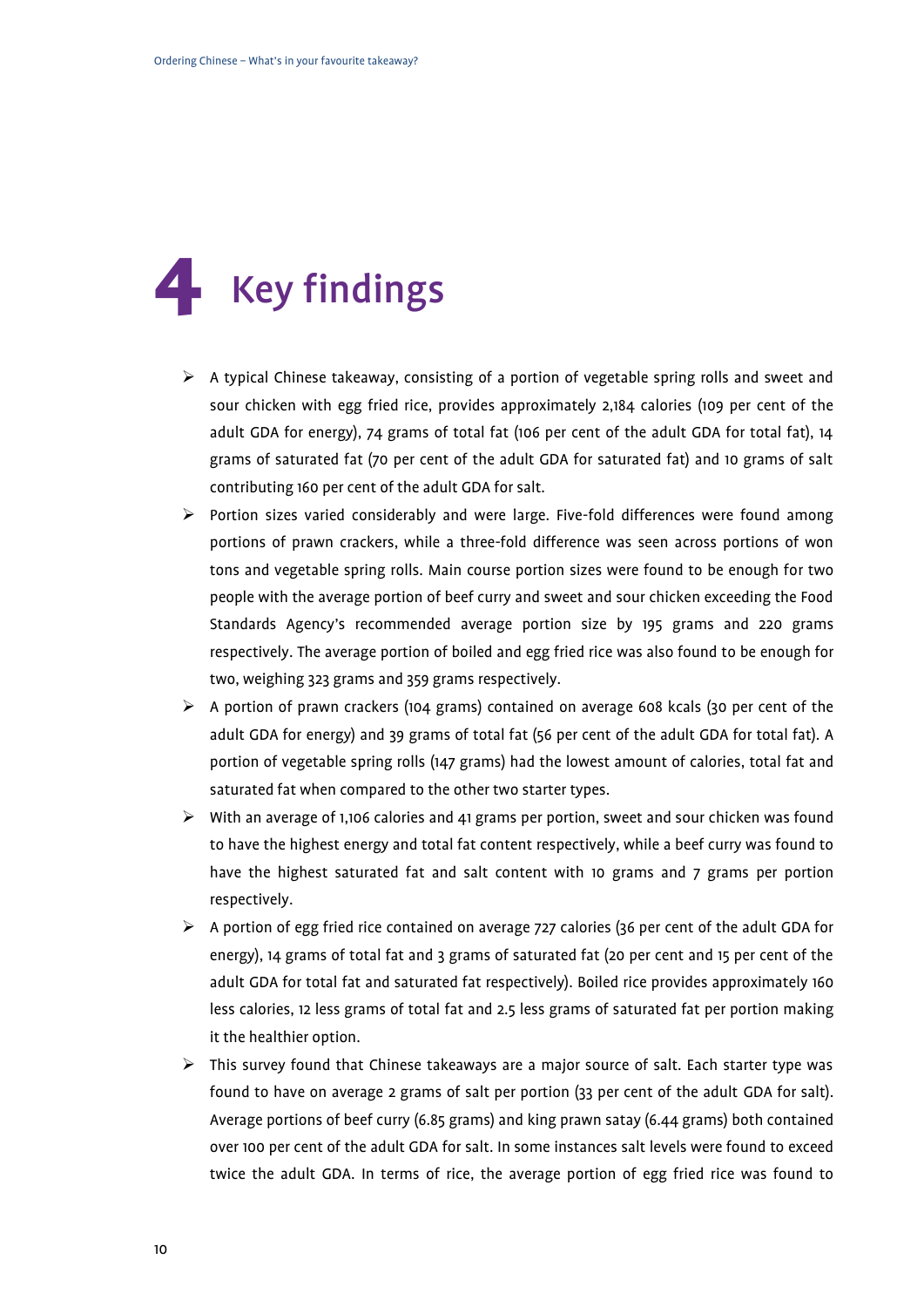# 4 Key findings

- A typical Chinese takeaway, consisting of a portion of vegetable spring rolls and sweet and sour chicken with egg fried rice, provides approximately 2,184 calories (109 per cent of the adult GDA for energy), 74 grams of total fat (106 per cent of the adult GDA for total fat), 14 grams of saturated fat (70 per cent of the adult GDA for saturated fat) and 10 grams of salt contributing 160 per cent of the adult GDA for salt.
- Portion sizes varied considerably and were large. Five-fold differences were found among portions of prawn crackers, while a three-fold difference was seen across portions of won tons and vegetable spring rolls. Main course portion sizes were found to be enough for two people with the average portion of beef curry and sweet and sour chicken exceeding the Food Standards Agency's recommended average portion size by 195 grams and 220 grams respectively. The average portion of boiled and egg fried rice was also found to be enough for two, weighing 323 grams and 359 grams respectively.
- A portion of prawn crackers (104 grams) contained on average 608 kcals (30 per cent of the adult GDA for energy) and 39 grams of total fat (56 per cent of the adult GDA for total fat). A portion of vegetable spring rolls (147 grams) had the lowest amount of calories, total fat and saturated fat when compared to the other two starter types.
- With an average of 1,106 calories and 41 grams per portion, sweet and sour chicken was found to have the highest energy and total fat content respectively, while a beef curry was found to have the highest saturated fat and salt content with 10 grams and 7 grams per portion respectively.
- A portion of egg fried rice contained on average 727 calories (36 per cent of the adult GDA for energy), 14 grams of total fat and 3 grams of saturated fat (20 per cent and 15 per cent of the adult GDA for total fat and saturated fat respectively). Boiled rice provides approximately 160 less calories, 12 less grams of total fat and 2.5 less grams of saturated fat per portion making it the healthier option.
- This survey found that Chinese takeaways are a major source of salt. Each starter type was found to have on average 2 grams of salt per portion (33 per cent of the adult GDA for salt). Average portions of beef curry (6.85 grams) and king prawn satay (6.44 grams) both contained over 100 per cent of the adult GDA for salt. In some instances salt levels were found to exceed twice the adult GDA. In terms of rice, the average portion of egg fried rice was found to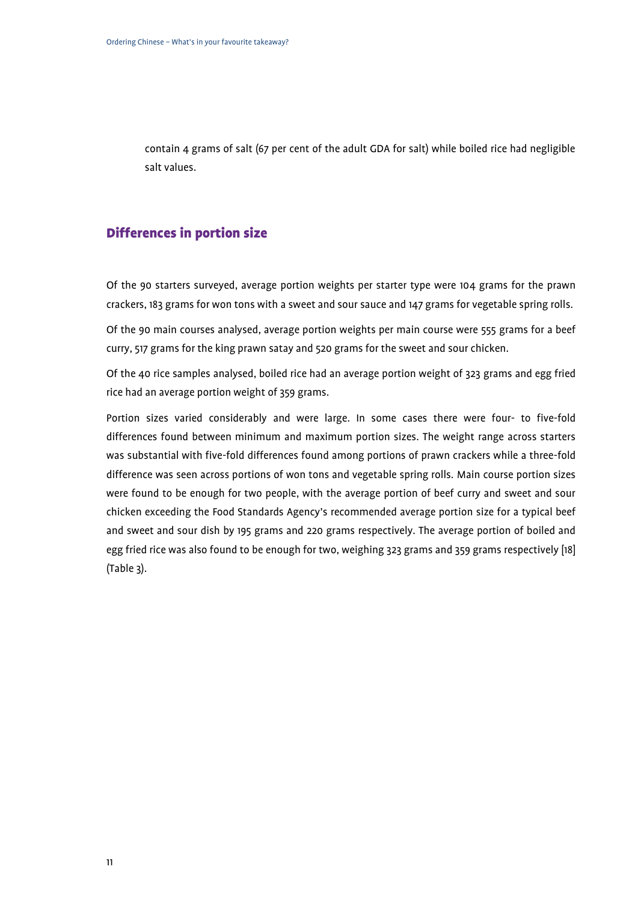contain 4 grams of salt (67 per cent of the adult GDA for salt) while boiled rice had negligible salt values.

## Differences in portion size

Of the 90 starters surveyed, average portion weights per starter type were 104 grams for the prawn crackers, 183 grams for won tons with a sweet and sour sauce and 147 grams for vegetable spring rolls.

Of the 90 main courses analysed, average portion weights per main course were 555 grams for a beef curry, 517 grams for the king prawn satay and 520 grams for the sweet and sour chicken.

Of the 40 rice samples analysed, boiled rice had an average portion weight of 323 grams and egg fried rice had an average portion weight of 359 grams.

Portion sizes varied considerably and were large. In some cases there were four- to five-fold differences found between minimum and maximum portion sizes. The weight range across starters was substantial with five-fold differences found among portions of prawn crackers while a three-fold difference was seen across portions of won tons and vegetable spring rolls. Main course portion sizes were found to be enough for two people, with the average portion of beef curry and sweet and sour chicken exceeding the Food Standards Agency's recommended average portion size for a typical beef and sweet and sour dish by 195 grams and 220 grams respectively. The average portion of boiled and egg fried rice was also found to be enough for two, weighing 323 grams and 359 grams respectively [18] (Table 3).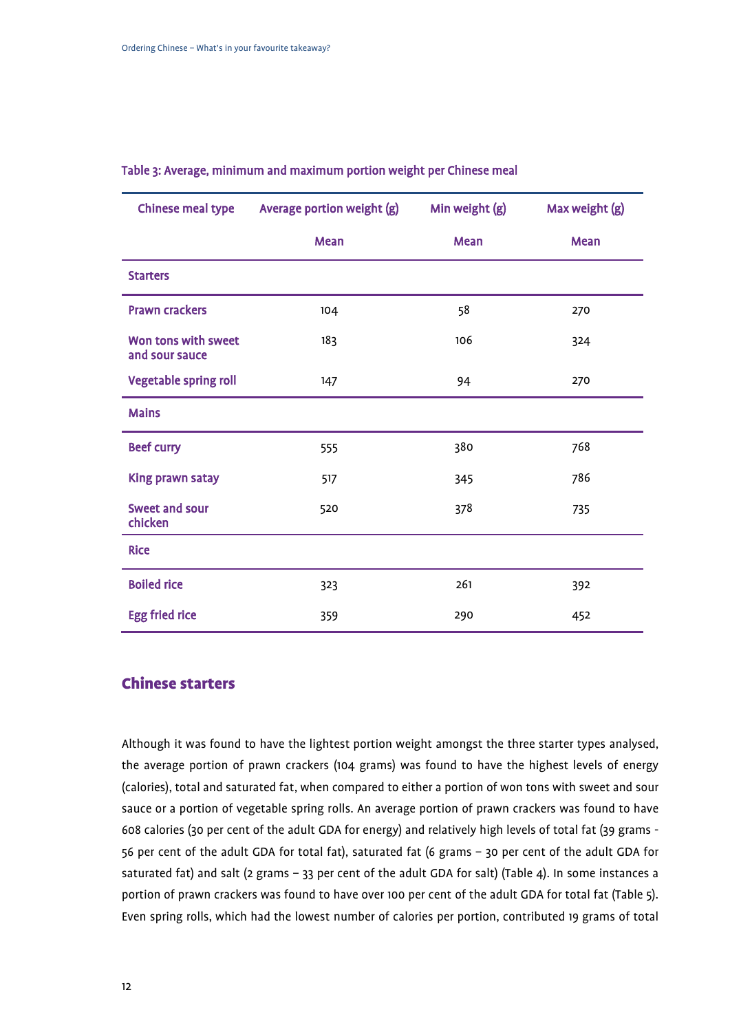Table 3: Average, minimum and maximum portion weight per Chinese meal

| Chinese meal type | Average portion weight (g) | Min weight (g) | Max weight (g) |
|---|---|---|---|
| | Mean | Mean | Mean |
| **Starters** | | | |
| Prawn crackers | 104 | 58 | 270 |
| Won tons with sweet and sour sauce | 183 | 106 | 324 |
| Vegetable spring roll | 147 | 94 | 270 |
| **Mains** | | | |
| Beef curry | 555 | 380 | 768 |
| King prawn satay | 517 | 345 | 786 |
| Sweet and sour chicken | 520 | 378 | 735 |
| **Rice** | | | |
| Boiled rice | 323 | 261 | 392 |
| Egg fried rice | 359 | 290 | 452 |

## Chinese starters

Although it was found to have the lightest portion weight amongst the three starter types analysed, the average portion of prawn crackers (104 grams) was found to have the highest levels of energy (calories), total and saturated fat, when compared to either a portion of won tons with sweet and sour sauce or a portion of vegetable spring rolls. An average portion of prawn crackers was found to have 608 calories (30 per cent of the adult GDA for energy) and relatively high levels of total fat (39 grams - 56 per cent of the adult GDA for total fat), saturated fat (6 grams – 30 per cent of the adult GDA for saturated fat) and salt (2 grams – 33 per cent of the adult GDA for salt) (Table 4). In some instances a portion of prawn crackers was found to have over 100 per cent of the adult GDA for total fat (Table 5). Even spring rolls, which had the lowest number of calories per portion, contributed 19 grams of total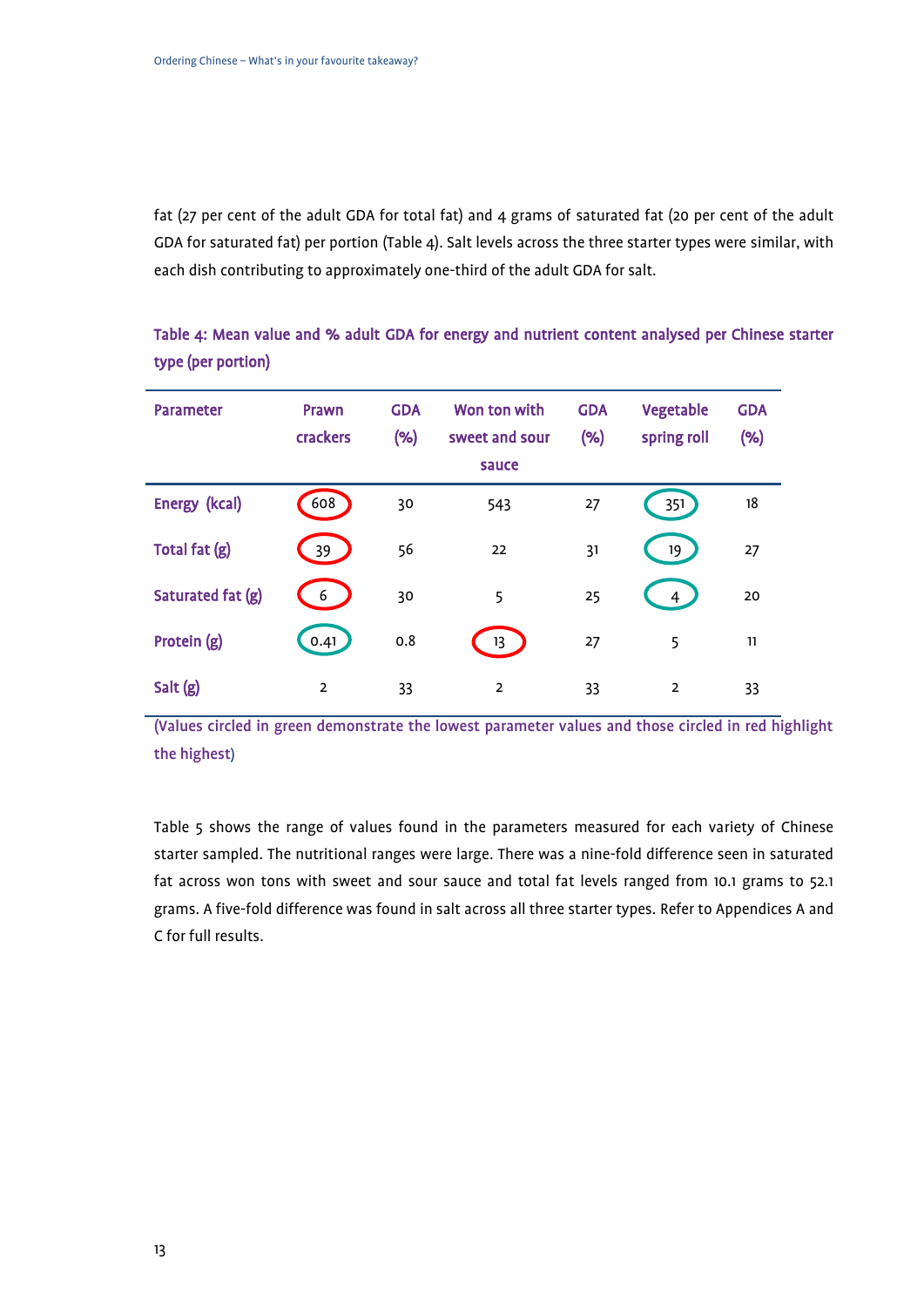fat (27 per cent of the adult GDA for total fat) and 4 grams of saturated fat (20 per cent of the adult GDA for saturated fat) per portion (Table 4). Salt levels across the three starter types were similar, with each dish contributing to approximately one-third of the adult GDA for salt.

**Table 4: Mean value and % adult GDA for energy and nutrient content analysed per Chinese starter type (per portion)**

| Parameter | Prawn crackers | GDA (%) | Won ton with sweet and sour sauce | GDA (%) | Vegetable spring roll | GDA (%) |
|---|---|---|---|---|---|---|
| Energy (kcal) | 608 | 30 | 543 | 27 | 351 | 18 |
| Total fat (g) | 39 | 56 | 22 | 31 | 19 | 27 |
| Saturated fat (g) | 6 | 30 | 5 | 25 | 4 | 20 |
| Protein (g) | 0.41 | 0.8 | 13 | 27 | 5 | 11 |
| Salt (g) | 2 | 33 | 2 | 33 | 2 | 33 |

(Values circled in green demonstrate the lowest parameter values and those circled in red highlight the highest)

Table 5 shows the range of values found in the parameters measured for each variety of Chinese starter sampled. The nutritional ranges were large. There was a nine-fold difference seen in saturated fat across won tons with sweet and sour sauce and total fat levels ranged from 10.1 grams to 52.1 grams. A five-fold difference was found in salt across all three starter types. Refer to Appendices A and C for full results.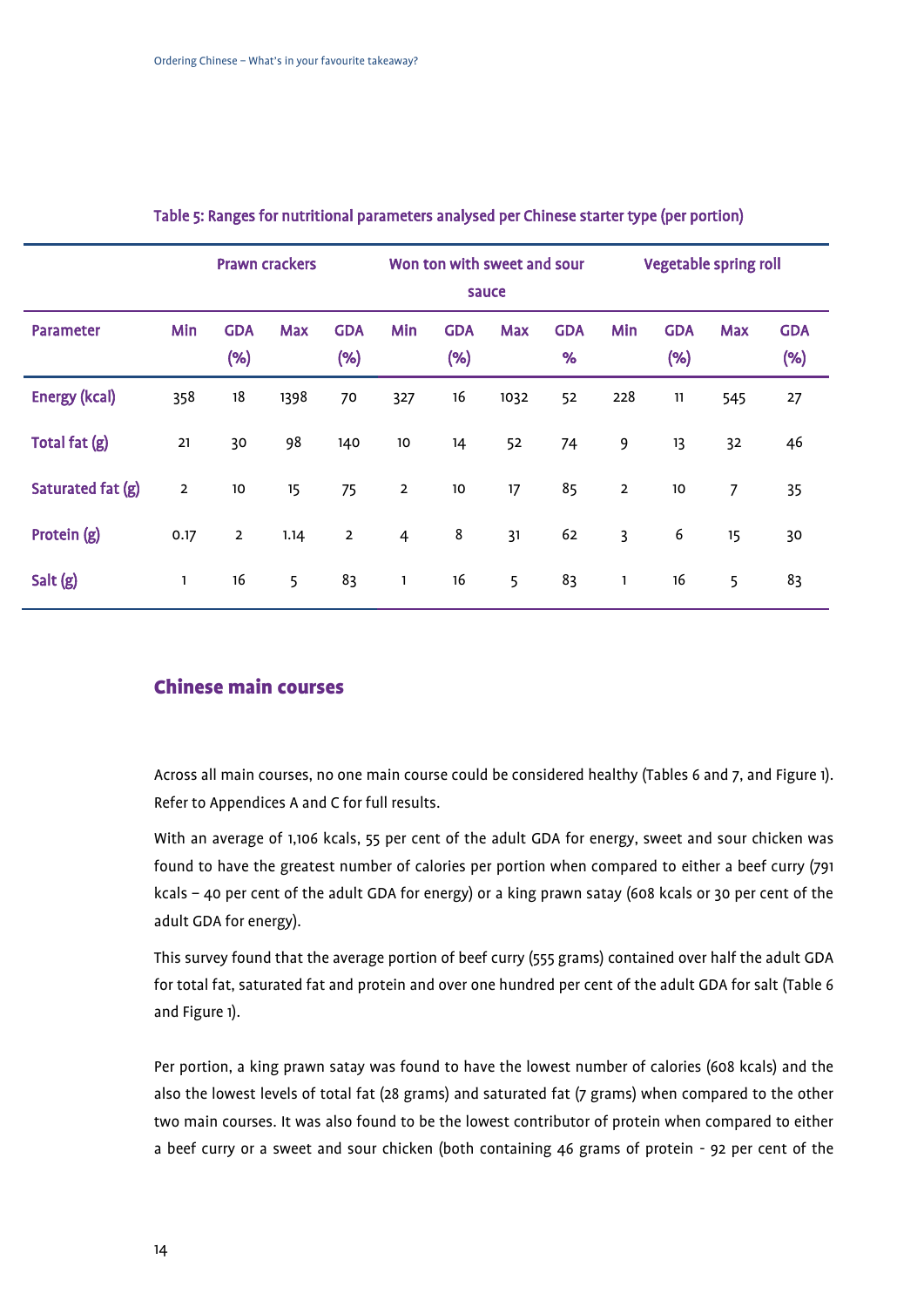Table 5: Ranges for nutritional parameters analysed per Chinese starter type (per portion)

| | Prawn crackers | | | | Won ton with sweet and sour sauce | | | | Vegetable spring roll | | | |
|---|---|---|---|---|---|---|---|---|---|---|---|---|
| Parameter | Min | GDA (%) | Max | GDA (%) | Min | GDA (%) | Max | GDA % | Min | GDA (%) | Max | GDA (%) |
| Energy (kcal) | 358 | 18 | 1398 | 70 | 327 | 16 | 1032 | 52 | 228 | 11 | 545 | 27 |
| Total fat (g) | 21 | 30 | 98 | 140 | 10 | 14 | 52 | 74 | 9 | 13 | 32 | 46 |
| Saturated fat (g) | 2 | 10 | 15 | 75 | 2 | 10 | 17 | 85 | 2 | 10 | 7 | 35 |
| Protein (g) | 0.17 | 2 | 1.14 | 2 | 4 | 8 | 31 | 62 | 3 | 6 | 15 | 30 |
| Salt (g) | 1 | 16 | 5 | 83 | 1 | 16 | 5 | 83 | 1 | 16 | 5 | 83 |

## Chinese main courses

Across all main courses, no one main course could be considered healthy (Tables 6 and 7, and Figure 1). Refer to Appendices A and C for full results.

With an average of 1,106 kcals, 55 per cent of the adult GDA for energy, sweet and sour chicken was found to have the greatest number of calories per portion when compared to either a beef curry (791 kcals – 40 per cent of the adult GDA for energy) or a king prawn satay (608 kcals or 30 per cent of the adult GDA for energy).

This survey found that the average portion of beef curry (555 grams) contained over half the adult GDA for total fat, saturated fat and protein and over one hundred per cent of the adult GDA for salt (Table 6 and Figure 1).

Per portion, a king prawn satay was found to have the lowest number of calories (608 kcals) and the also the lowest levels of total fat (28 grams) and saturated fat (7 grams) when compared to the other two main courses. It was also found to be the lowest contributor of protein when compared to either a beef curry or a sweet and sour chicken (both containing 46 grams of protein - 92 per cent of the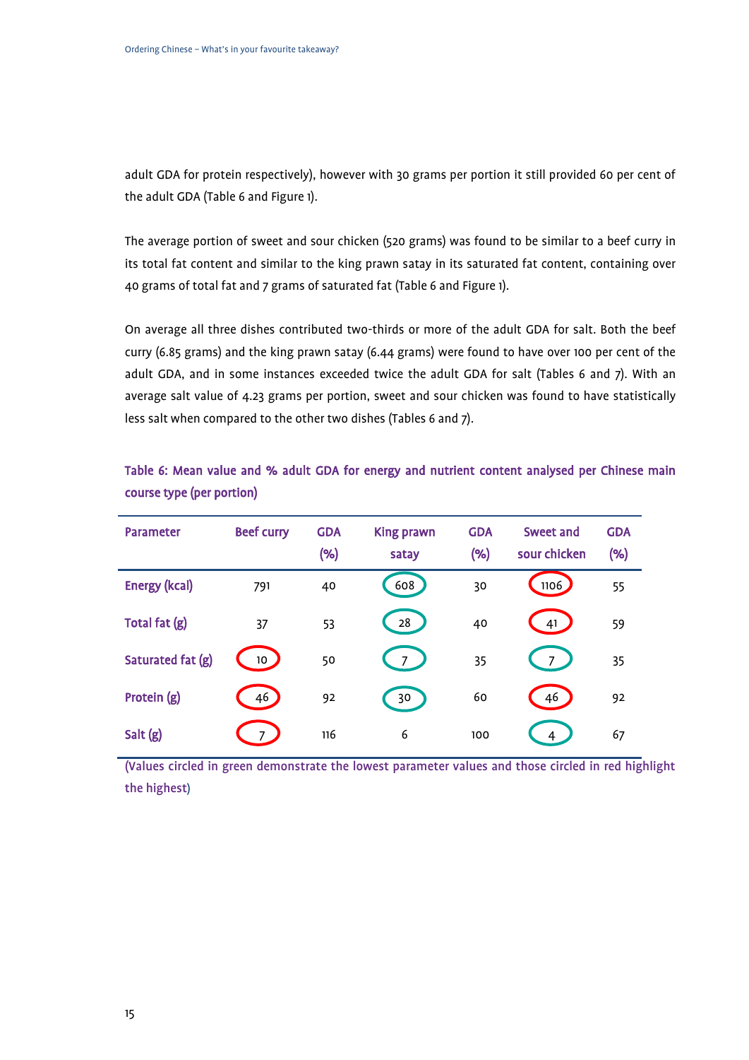adult GDA for protein respectively), however with 30 grams per portion it still provided 60 per cent of the adult GDA (Table 6 and Figure 1).

The average portion of sweet and sour chicken (520 grams) was found to be similar to a beef curry in its total fat content and similar to the king prawn satay in its saturated fat content, containing over 40 grams of total fat and 7 grams of saturated fat (Table 6 and Figure 1).

On average all three dishes contributed two-thirds or more of the adult GDA for salt. Both the beef curry (6.85 grams) and the king prawn satay (6.44 grams) were found to have over 100 per cent of the adult GDA, and in some instances exceeded twice the adult GDA for salt (Tables 6 and 7). With an average salt value of 4.23 grams per portion, sweet and sour chicken was found to have statistically less salt when compared to the other two dishes (Tables 6 and 7).

**Table 6: Mean value and % adult GDA for energy and nutrient content analysed per Chinese main course type (per portion)**

| Parameter | Beef curry | GDA (%) | King prawn satay | GDA (%) | Sweet and sour chicken | GDA (%) |
|---|---|---|---|---|---|---|
| Energy (kcal) | 791 | 40 | 608 | 30 | 1106 | 55 |
| Total fat (g) | 37 | 53 | 28 | 40 | 41 | 59 |
| Saturated fat (g) | 10 | 50 | 7 | 35 | 7 | 35 |
| Protein (g) | 46 | 92 | 30 | 60 | 46 | 92 |
| Salt (g) | 7 | 116 | 6 | 100 | 4 | 67 |

(Values circled in green demonstrate the lowest parameter values and those circled in red highlight the highest)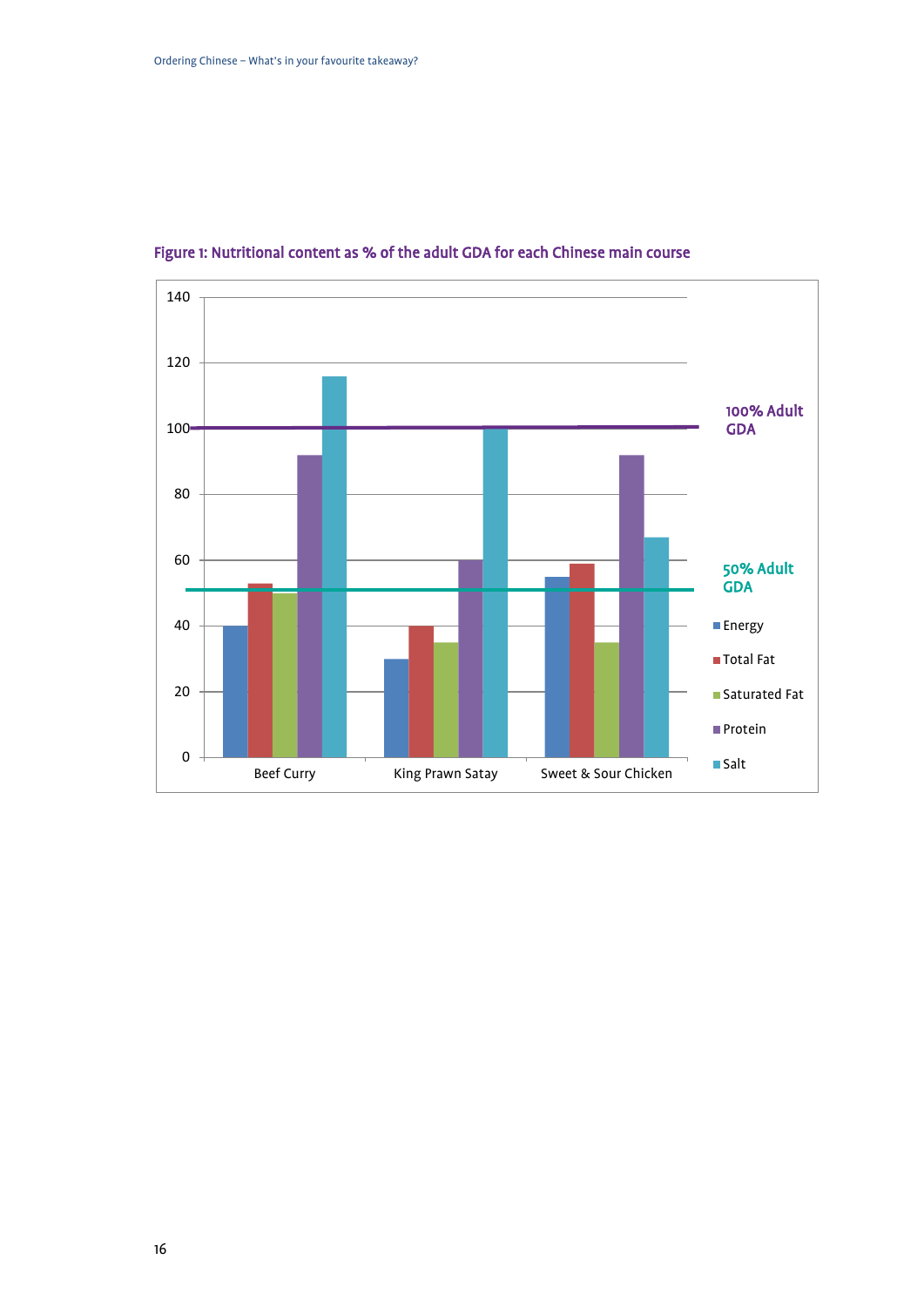**Figure 1: Nutritional content as % of the adult GDA for each Chinese main course**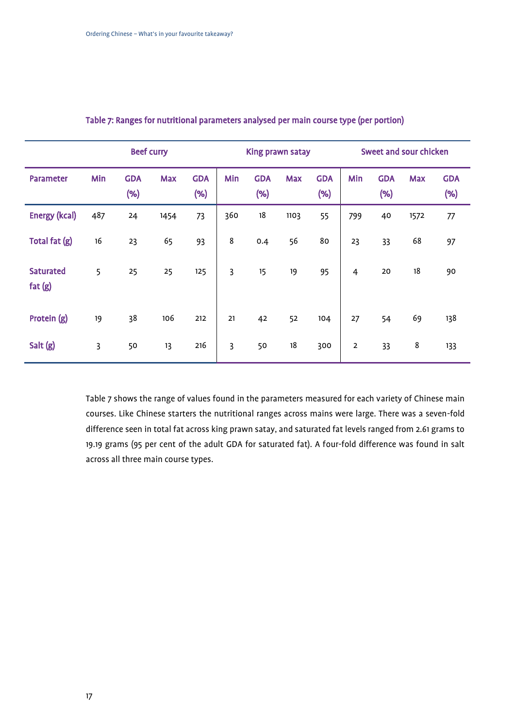Table 7: Ranges for nutritional parameters analysed per main course type (per portion)

| | Beef curry | | | | King prawn satay | | | | Sweet and sour chicken | | | |
|---|---|---|---|---|---|---|---|---|---|---|---|---|
| Parameter | Min | GDA (%) | Max | GDA (%) | Min | GDA (%) | Max | GDA (%) | Min | GDA (%) | Max | GDA (%) |
| Energy (kcal) | 487 | 24 | 1454 | 73 | 360 | 18 | 1103 | 55 | 799 | 40 | 1572 | 77 |
| Total fat (g) | 16 | 23 | 65 | 93 | 8 | 0.4 | 56 | 80 | 23 | 33 | 68 | 97 |
| Saturated fat (g) | 5 | 25 | 25 | 125 | 3 | 15 | 19 | 95 | 4 | 20 | 18 | 90 |
| Protein (g) | 19 | 38 | 106 | 212 | 21 | 42 | 52 | 104 | 27 | 54 | 69 | 138 |
| Salt (g) | 3 | 50 | 13 | 216 | 3 | 50 | 18 | 300 | 2 | 33 | 8 | 133 |

Table 7 shows the range of values found in the parameters measured for each variety of Chinese main courses. Like Chinese starters the nutritional ranges across mains were large. There was a seven-fold difference seen in total fat across king prawn satay, and saturated fat levels ranged from 2.61 grams to 19.19 grams (95 per cent of the adult GDA for saturated fat). A four-fold difference was found in salt across all three main course types.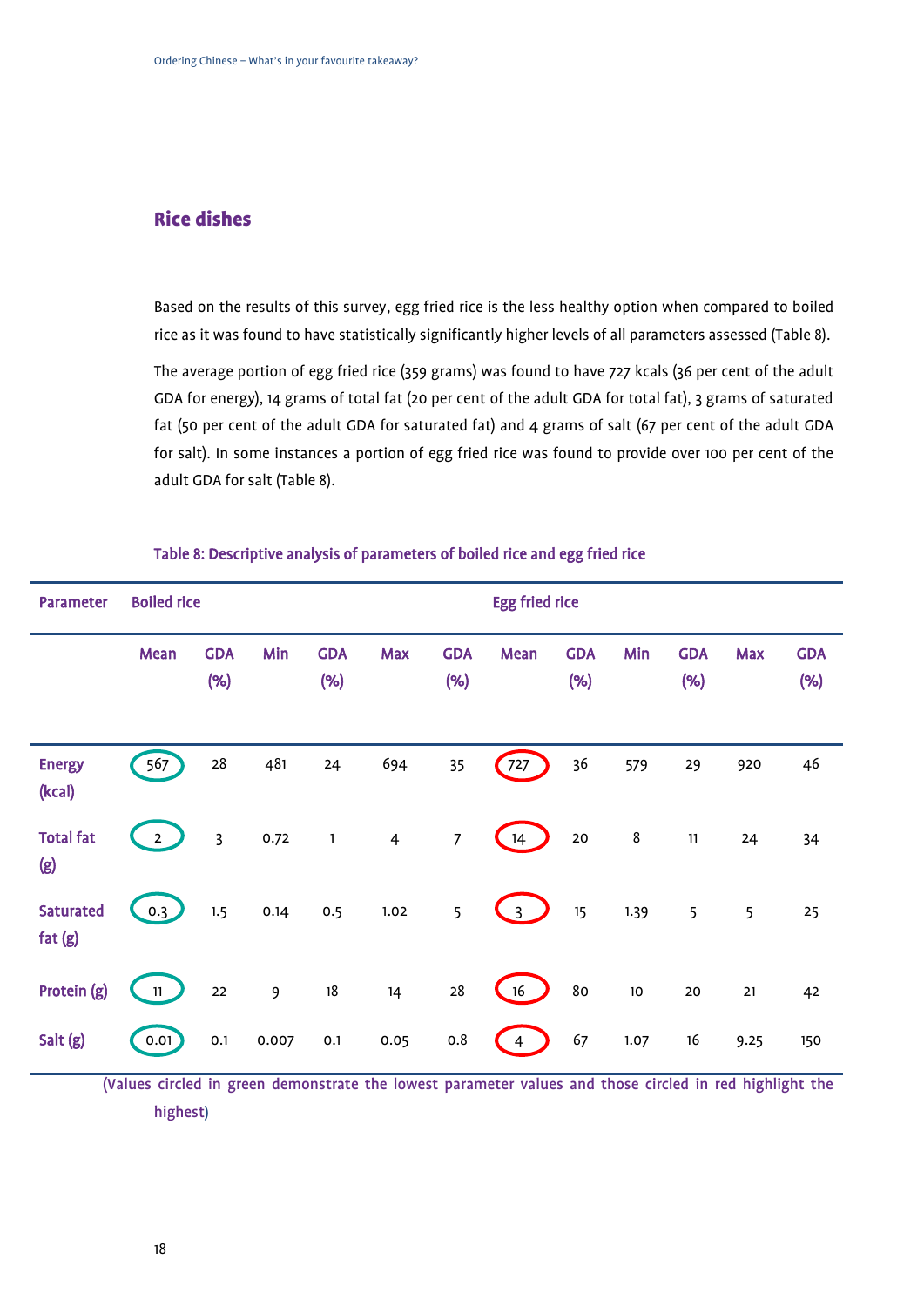## Rice dishes

Based on the results of this survey, egg fried rice is the less healthy option when compared to boiled rice as it was found to have statistically significantly higher levels of all parameters assessed (Table 8).

The average portion of egg fried rice (359 grams) was found to have 727 kcals (36 per cent of the adult GDA for energy), 14 grams of total fat (20 per cent of the adult GDA for total fat), 3 grams of saturated fat (50 per cent of the adult GDA for saturated fat) and 4 grams of salt (67 per cent of the adult GDA for salt). In some instances a portion of egg fried rice was found to provide over 100 per cent of the adult GDA for salt (Table 8).

**Table 8: Descriptive analysis of parameters of boiled rice and egg fried rice**

| Parameter | Boiled rice | | | | | | Egg fried rice | | | | | |
|---|---|---|---|---|---|---|---|---|---|---|---|---|
| | Mean | GDA (%) | Min | GDA (%) | Max | GDA (%) | Mean | GDA (%) | Min | GDA (%) | Max | GDA (%) |
| Energy (kcal) | 567 | 28 | 481 | 24 | 694 | 35 | 727 | 36 | 579 | 29 | 920 | 46 |
| Total fat (g) | 2 | 3 | 0.72 | 1 | 4 | 7 | 14 | 20 | 8 | 11 | 24 | 34 |
| Saturated fat (g) | 0.3 | 1.5 | 0.14 | 0.5 | 1.02 | 5 | 3 | 15 | 1.39 | 5 | 5 | 25 |
| Protein (g) | 11 | 22 | 9 | 18 | 14 | 28 | 16 | 80 | 10 | 20 | 21 | 42 |
| Salt (g) | 0.01 | 0.1 | 0.007 | 0.1 | 0.05 | 0.8 | 4 | 67 | 1.07 | 16 | 9.25 | 150 |

(Values circled in green demonstrate the lowest parameter values and those circled in red highlight the highest)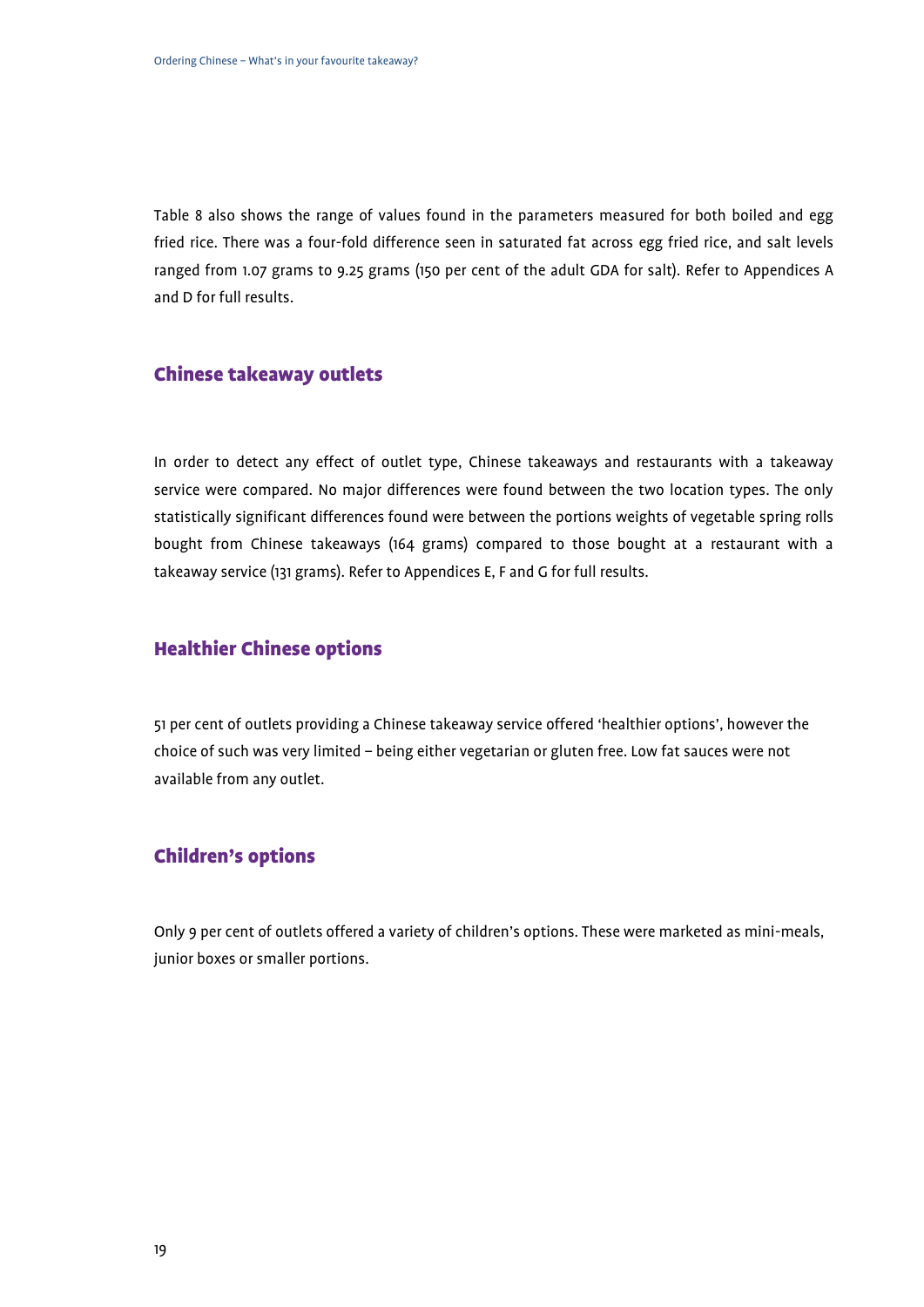Table 8 also shows the range of values found in the parameters measured for both boiled and egg fried rice. There was a four-fold difference seen in saturated fat across egg fried rice, and salt levels ranged from 1.07 grams to 9.25 grams (150 per cent of the adult GDA for salt). Refer to Appendices A and D for full results.

## Chinese takeaway outlets

In order to detect any effect of outlet type, Chinese takeaways and restaurants with a takeaway service were compared. No major differences were found between the two location types. The only statistically significant differences found were between the portions weights of vegetable spring rolls bought from Chinese takeaways (164 grams) compared to those bought at a restaurant with a takeaway service (131 grams). Refer to Appendices E, F and G for full results.

## Healthier Chinese options

51 per cent of outlets providing a Chinese takeaway service offered 'healthier options', however the choice of such was very limited – being either vegetarian or gluten free. Low fat sauces were not available from any outlet.

## Children's options

Only 9 per cent of outlets offered a variety of children's options. These were marketed as mini-meals, junior boxes or smaller portions.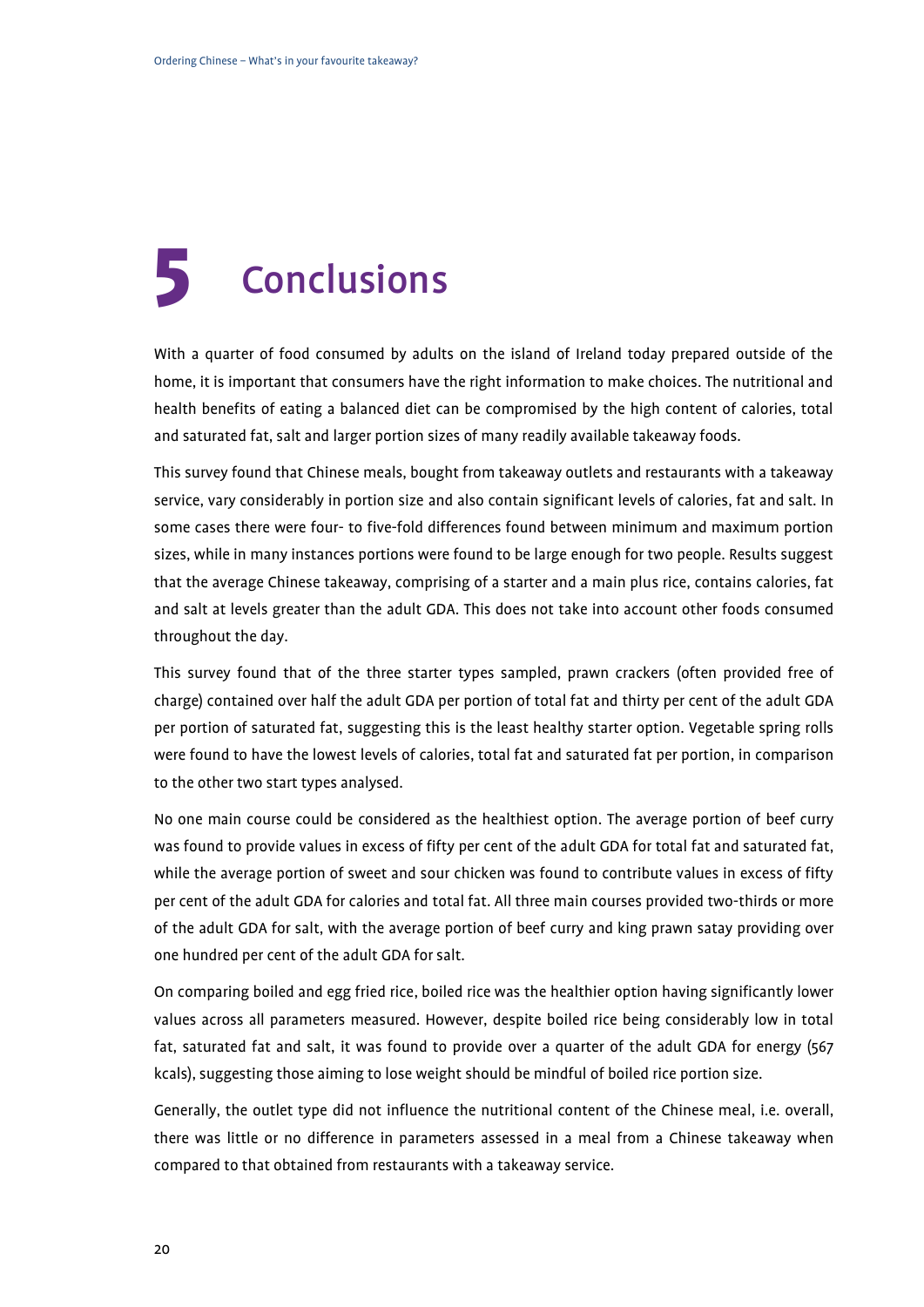# 5 Conclusions

With a quarter of food consumed by adults on the island of Ireland today prepared outside of the home, it is important that consumers have the right information to make choices. The nutritional and health benefits of eating a balanced diet can be compromised by the high content of calories, total and saturated fat, salt and larger portion sizes of many readily available takeaway foods.

This survey found that Chinese meals, bought from takeaway outlets and restaurants with a takeaway service, vary considerably in portion size and also contain significant levels of calories, fat and salt. In some cases there were four- to five-fold differences found between minimum and maximum portion sizes, while in many instances portions were found to be large enough for two people. Results suggest that the average Chinese takeaway, comprising of a starter and a main plus rice, contains calories, fat and salt at levels greater than the adult GDA. This does not take into account other foods consumed throughout the day.

This survey found that of the three starter types sampled, prawn crackers (often provided free of charge) contained over half the adult GDA per portion of total fat and thirty per cent of the adult GDA per portion of saturated fat, suggesting this is the least healthy starter option. Vegetable spring rolls were found to have the lowest levels of calories, total fat and saturated fat per portion, in comparison to the other two start types analysed.

No one main course could be considered as the healthiest option. The average portion of beef curry was found to provide values in excess of fifty per cent of the adult GDA for total fat and saturated fat, while the average portion of sweet and sour chicken was found to contribute values in excess of fifty per cent of the adult GDA for calories and total fat. All three main courses provided two-thirds or more of the adult GDA for salt, with the average portion of beef curry and king prawn satay providing over one hundred per cent of the adult GDA for salt.

On comparing boiled and egg fried rice, boiled rice was the healthier option having significantly lower values across all parameters measured. However, despite boiled rice being considerably low in total fat, saturated fat and salt, it was found to provide over a quarter of the adult GDA for energy (567 kcals), suggesting those aiming to lose weight should be mindful of boiled rice portion size.

Generally, the outlet type did not influence the nutritional content of the Chinese meal, i.e. overall, there was little or no difference in parameters assessed in a meal from a Chinese takeaway when compared to that obtained from restaurants with a takeaway service.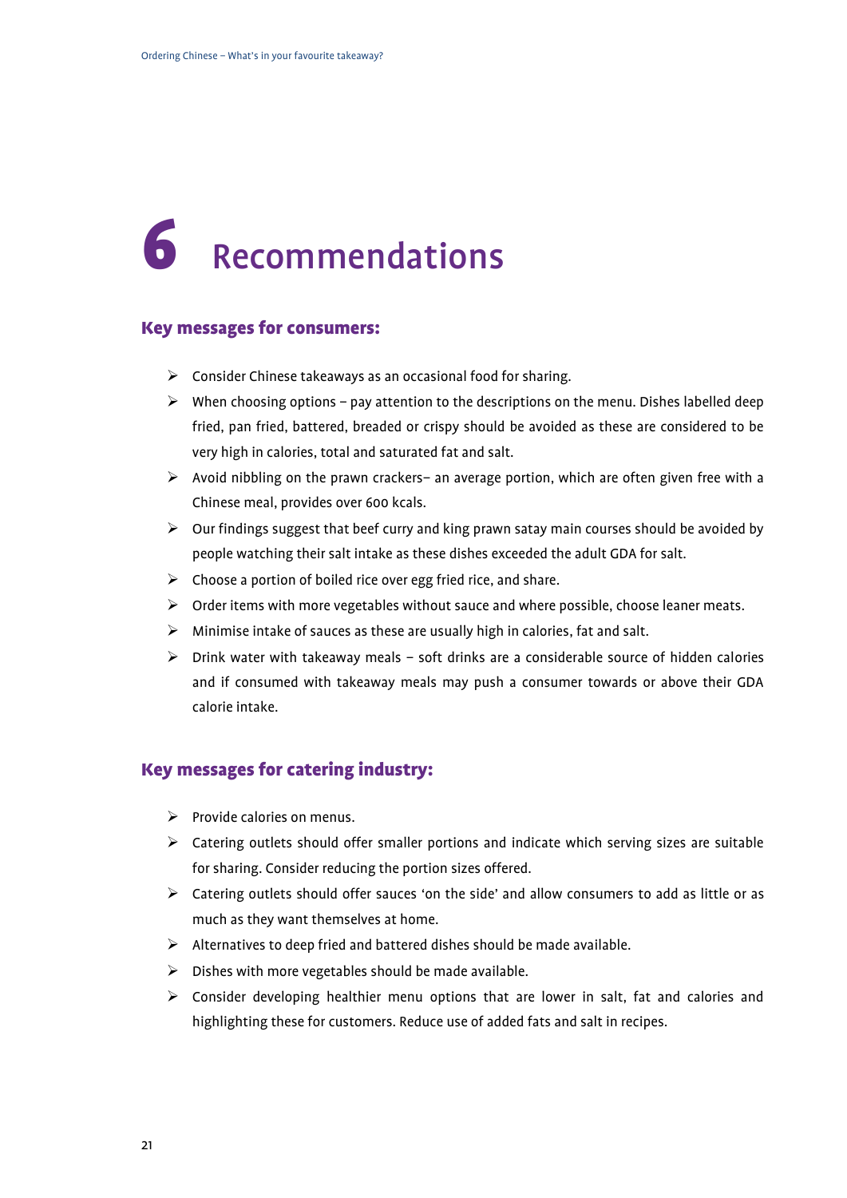# 6 Recommendations

## Key messages for consumers:

- Consider Chinese takeaways as an occasional food for sharing.
- When choosing options – pay attention to the descriptions on the menu. Dishes labelled deep fried, pan fried, battered, breaded or crispy should be avoided as these are considered to be very high in calories, total and saturated fat and salt.
- Avoid nibbling on the prawn crackers– an average portion, which are often given free with a Chinese meal, provides over 600 kcals.
- Our findings suggest that beef curry and king prawn satay main courses should be avoided by people watching their salt intake as these dishes exceeded the adult GDA for salt.
- Choose a portion of boiled rice over egg fried rice, and share.
- Order items with more vegetables without sauce and where possible, choose leaner meats.
- Minimise intake of sauces as these are usually high in calories, fat and salt.
- Drink water with takeaway meals – soft drinks are a considerable source of hidden calories and if consumed with takeaway meals may push a consumer towards or above their GDA calorie intake.

## Key messages for catering industry:

- Provide calories on menus.
- Catering outlets should offer smaller portions and indicate which serving sizes are suitable for sharing. Consider reducing the portion sizes offered.
- Catering outlets should offer sauces 'on the side' and allow consumers to add as little or as much as they want themselves at home.
- Alternatives to deep fried and battered dishes should be made available.
- Dishes with more vegetables should be made available.
- Consider developing healthier menu options that are lower in salt, fat and calories and highlighting these for customers. Reduce use of added fats and salt in recipes.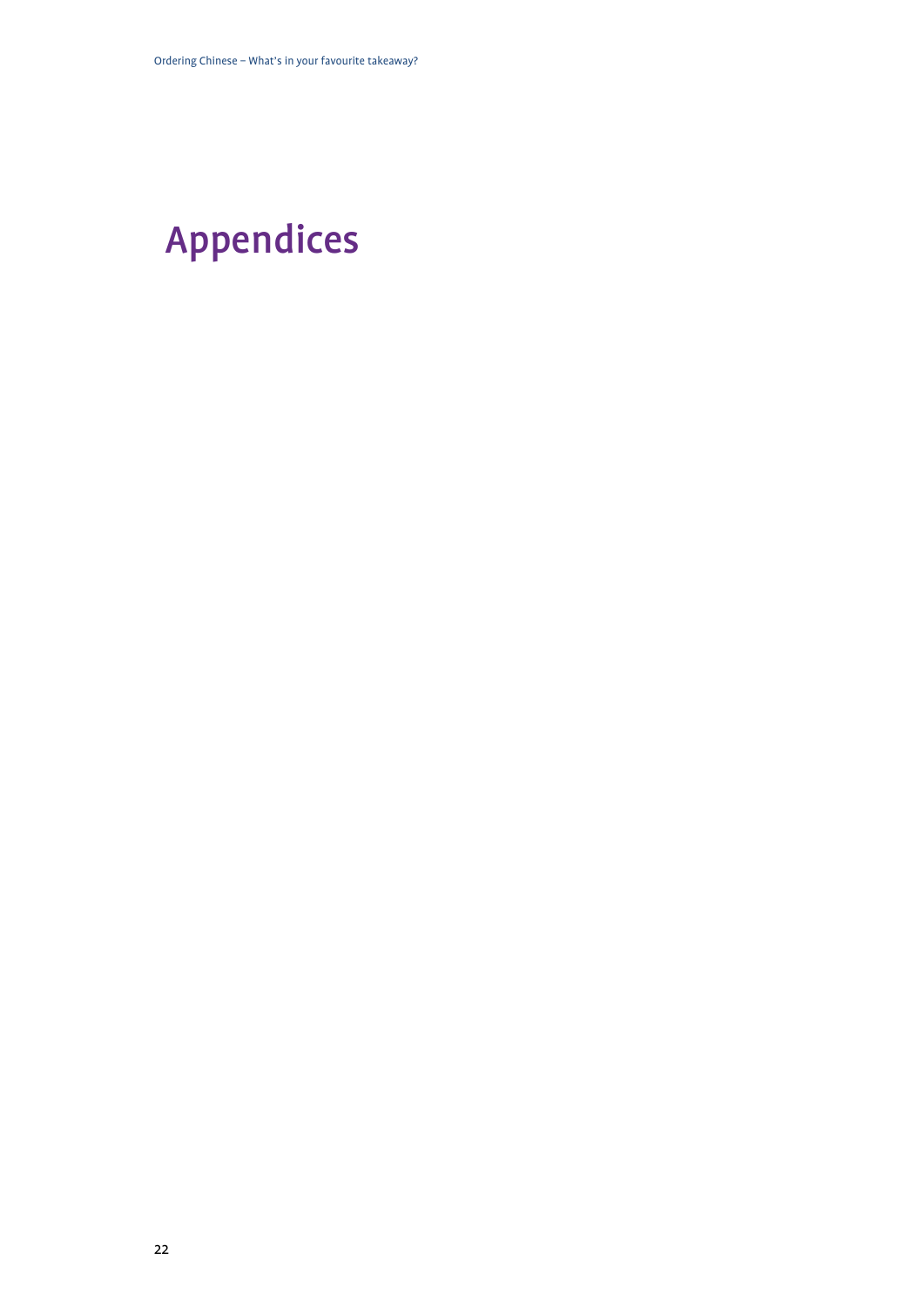# Appendices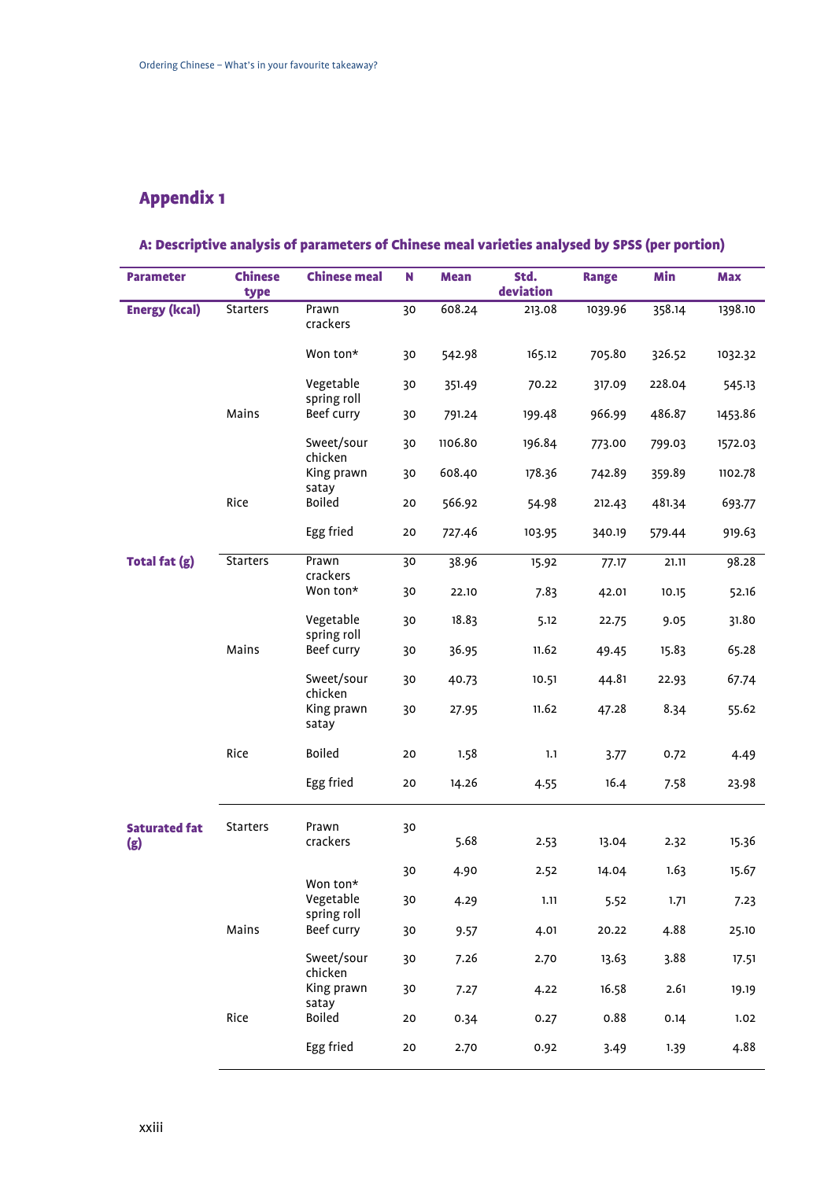## Appendix 1

### A: Descriptive analysis of parameters of Chinese meal varieties analysed by SPSS (per portion)

| Parameter | Chinese type | Chinese meal | N | Mean | Std. deviation | Range | Min | Max |
|---|---|---|---|---|---|---|---|---|
| **Energy (kcal)** | Starters | Prawn crackers | 30 | 608.24 | 213.08 | 1039.96 | 358.14 | 1398.10 |
| | | Won ton* | 30 | 542.98 | 165.12 | 705.80 | 326.52 | 1032.32 |
| | | Vegetable spring roll | 30 | 351.49 | 70.22 | 317.09 | 228.04 | 545.13 |
| | Mains | Beef curry | 30 | 791.24 | 199.48 | 966.99 | 486.87 | 1453.86 |
| | | Sweet/sour chicken | 30 | 1106.80 | 196.84 | 773.00 | 799.03 | 1572.03 |
| | | King prawn satay | 30 | 608.40 | 178.36 | 742.89 | 359.89 | 1102.78 |
| | Rice | Boiled | 20 | 566.92 | 54.98 | 212.43 | 481.34 | 693.77 |
| | | Egg fried | 20 | 727.46 | 103.95 | 340.19 | 579.44 | 919.63 |
| **Total fat (g)** | Starters | Prawn crackers | 30 | 38.96 | 15.92 | 77.17 | 21.11 | 98.28 |
| | | Won ton* | 30 | 22.10 | 7.83 | 42.01 | 10.15 | 52.16 |
| | | Vegetable spring roll | 30 | 18.83 | 5.12 | 22.75 | 9.05 | 31.80 |
| | Mains | Beef curry | 30 | 36.95 | 11.62 | 49.45 | 15.83 | 65.28 |
| | | Sweet/sour chicken | 30 | 40.73 | 10.51 | 44.81 | 22.93 | 67.74 |
| | | King prawn satay | 30 | 27.95 | 11.62 | 47.28 | 8.34 | 55.62 |
| | Rice | Boiled | 20 | 1.58 | 1.1 | 3.77 | 0.72 | 4.49 |
| | | Egg fried | 20 | 14.26 | 4.55 | 16.4 | 7.58 | 23.98 |
| **Saturated fat (g)** | Starters | Prawn crackers | 30 | 5.68 | 2.53 | 13.04 | 2.32 | 15.36 |
| | | Won ton* | 30 | 4.90 | 2.52 | 14.04 | 1.63 | 15.67 |
| | | Vegetable spring roll | 30 | 4.29 | 1.11 | 5.52 | 1.71 | 7.23 |
| | Mains | Beef curry | 30 | 9.57 | 4.01 | 20.22 | 4.88 | 25.10 |
| | | Sweet/sour chicken | 30 | 7.26 | 2.70 | 13.63 | 3.88 | 17.51 |
| | | King prawn satay | 30 | 7.27 | 4.22 | 16.58 | 2.61 | 19.19 |
| | Rice | Boiled | 20 | 0.34 | 0.27 | 0.88 | 0.14 | 1.02 |
| | | Egg fried | 20 | 2.70 | 0.92 | 3.49 | 1.39 | 4.88 |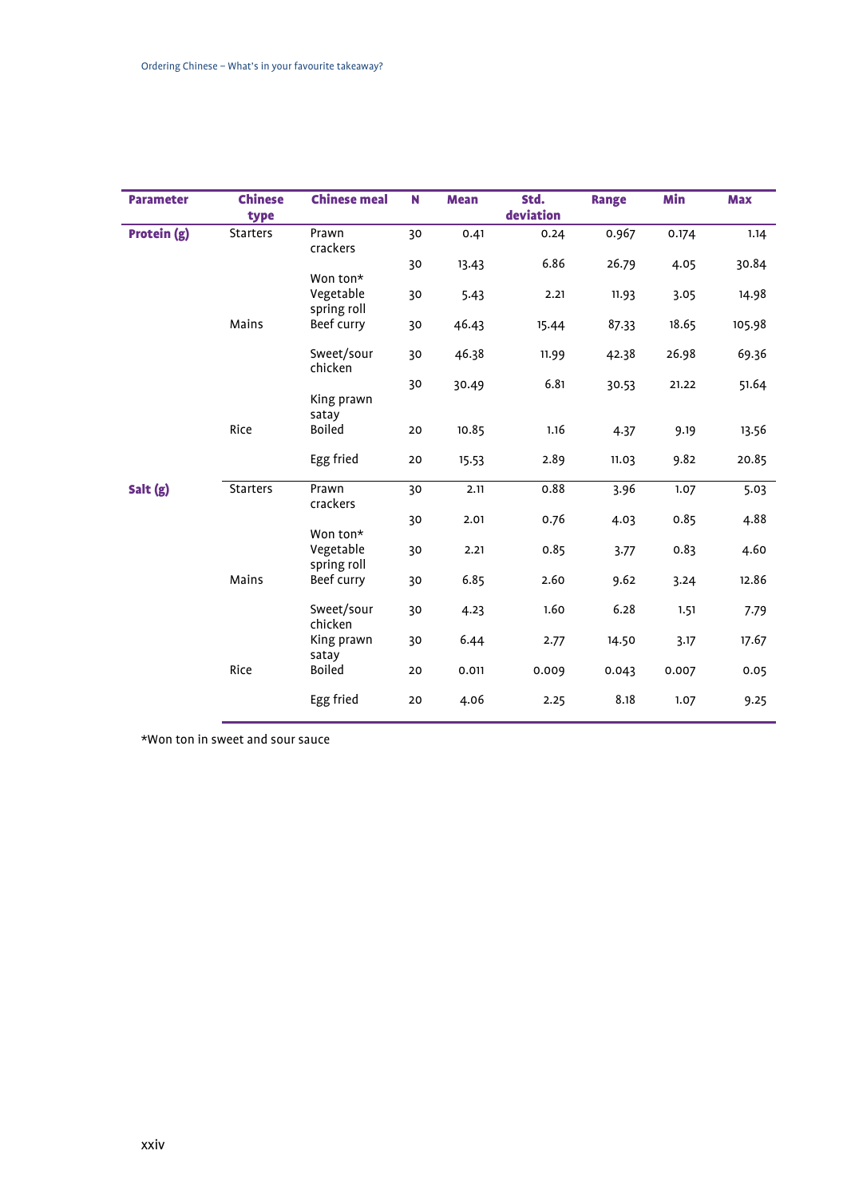| Parameter | Chinese type | Chinese meal | N | Mean | Std. deviation | Range | Min | Max |
|---|---|---|---|---|---|---|---|---|
| **Protein (g)** | Starters | Prawn crackers | 30 | 0.41 | 0.24 | 0.967 | 0.174 | 1.14 |
| | | Won ton* | 30 | 13.43 | 6.86 | 26.79 | 4.05 | 30.84 |
| | | Vegetable spring roll | 30 | 5.43 | 2.21 | 11.93 | 3.05 | 14.98 |
| | Mains | Beef curry | 30 | 46.43 | 15.44 | 87.33 | 18.65 | 105.98 |
| | | Sweet/sour chicken | 30 | 46.38 | 11.99 | 42.38 | 26.98 | 69.36 |
| | | King prawn satay | 30 | 30.49 | 6.81 | 30.53 | 21.22 | 51.64 |
| | Rice | Boiled | 20 | 10.85 | 1.16 | 4.37 | 9.19 | 13.56 |
| | | Egg fried | 20 | 15.53 | 2.89 | 11.03 | 9.82 | 20.85 |
| **Salt (g)** | Starters | Prawn crackers | 30 | 2.11 | 0.88 | 3.96 | 1.07 | 5.03 |
| | | Won ton* | 30 | 2.01 | 0.76 | 4.03 | 0.85 | 4.88 |
| | | Vegetable spring roll | 30 | 2.21 | 0.85 | 3.77 | 0.83 | 4.60 |
| | Mains | Beef curry | 30 | 6.85 | 2.60 | 9.62 | 3.24 | 12.86 |
| | | Sweet/sour chicken | 30 | 4.23 | 1.60 | 6.28 | 1.51 | 7.79 |
| | | King prawn satay | 30 | 6.44 | 2.77 | 14.50 | 3.17 | 17.67 |
| | Rice | Boiled | 20 | 0.011 | 0.009 | 0.043 | 0.007 | 0.05 |
| | | Egg fried | 20 | 4.06 | 2.25 | 8.18 | 1.07 | 9.25 |

*Won ton in sweet and sour sauce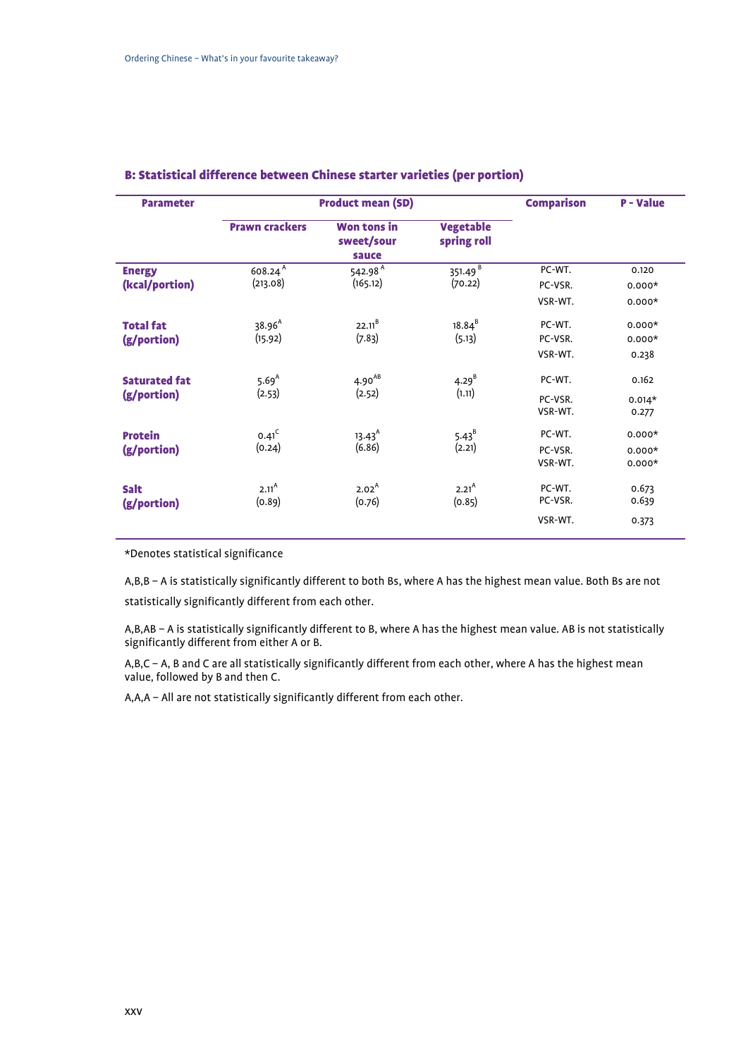### B: Statistical difference between Chinese starter varieties (per portion)

| Parameter | Product mean (SD) | | | Comparison | P - Value |
|---|---|---|---|---|---|
| | Prawn crackers | Won tons in sweet/sour sauce | Vegetable spring roll | | |
| Energy (kcal/portion) | 608.24 $^{A}$ (213.08) | 542.98 $^{A}$ (165.12) | 351.49 $^{B}$ (70.22) | PC-WT.<br>PC-VSR.<br>VSR-WT. | 0.120<br>0.000*<br>0.000* |
| Total fat (g/portion) | 38.96 $^{A}$ (15.92) | 22.11 $^{B}$ (7.83) | 18.84 $^{B}$ (5.13) | PC-WT.<br>PC-VSR.<br>VSR-WT. | 0.000*<br>0.000*<br>0.238 |
| Saturated fat (g/portion) | 5.69 $^{A}$ (2.53) | 4.90 $^{AB}$ (2.52) | 4.29 $^{B}$ (1.11) | PC-WT.<br>PC-VSR.<br>VSR-WT. | 0.162<br>0.014*<br>0.277 |
| Protein (g/portion) | 0.41 $^{C}$ (0.24) | 13.43 $^{A}$ (6.86) | 5.43 $^{B}$ (2.21) | PC-WT.<br>PC-VSR.<br>VSR-WT. | 0.000*<br>0.000*<br>0.000* |
| Salt (g/portion) | 2.11 $^{A}$ (0.89) | 2.02 $^{A}$ (0.76) | 2.21 $^{A}$ (0.85) | PC-WT.<br>PC-VSR.<br>VSR-WT. | 0.673<br>0.639<br>0.373 |

*Denotes statistical significance

A,B,B – A is statistically significantly different to both Bs, where A has the highest mean value. Both Bs are not statistically significantly different from each other.

A,B,AB – A is statistically significantly different to B, where A has the highest mean value. AB is not statistically significantly different from either A or B.

A,B,C – A, B and C are all statistically significantly different from each other, where A has the highest mean value, followed by B and then C.

A,A,A – All are not statistically significantly different from each other.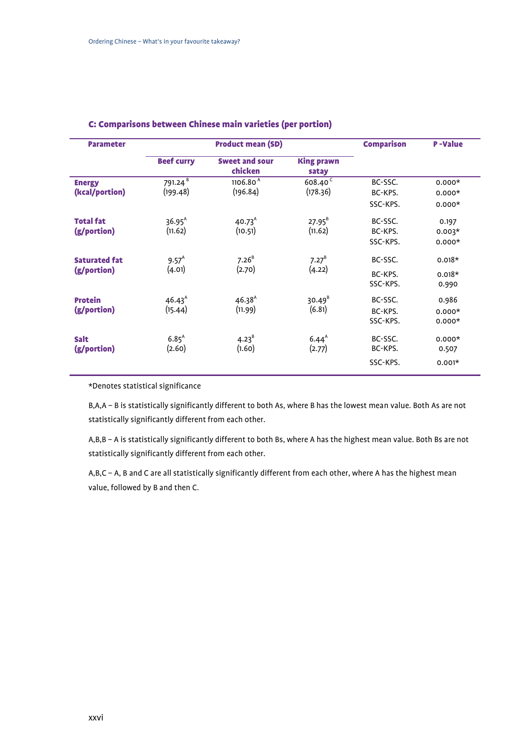### C: Comparisons between Chinese main varieties (per portion)

| Parameter | Product mean (SD) | | | Comparison | P -Value |
|---|---|---|---|---|---|
| | Beef curry | Sweet and sour chicken | King prawn satay | | |
| **Energy (kcal/portion)** | 791.24 $^{B}$ (199.48) | 1106.80 $^{A}$ (196.84) | 608.40 $^{C}$ (178.36) | BC-SSC.<br>BC-KPS.<br>SSC-KPS. | 0.000*<br>0.000*<br>0.000* |
| **Total fat (g/portion)** | 36.95 $^{A}$ (11.62) | 40.73 $^{A}$ (10.51) | 27.95 $^{B}$ (11.62) | BC-SSC.<br>BC-KPS.<br>SSC-KPS. | 0.197<br>0.003*<br>0.000* |
| **Saturated fat (g/portion)** | 9.57 $^{A}$ (4.01) | 7.26 $^{B}$ (2.70) | 7.27 $^{B}$ (4.22) | BC-SSC.<br>BC-KPS.<br>SSC-KPS. | 0.018*<br>0.018*<br>0.990 |
| **Protein (g/portion)** | 46.43 $^{A}$ (15.44) | 46.38 $^{A}$ (11.99) | 30.49 $^{B}$ (6.81) | BC-SSC.<br>BC-KPS.<br>SSC-KPS. | 0.986<br>0.000*<br>0.000* |
| **Salt (g/portion)** | 6.85 $^{A}$ (2.60) | 4.23 $^{B}$ (1.60) | 6.44 $^{A}$ (2.77) | BC-SSC.<br>BC-KPS.<br>SSC-KPS. | 0.000*<br>0.507<br>0.001* |

*Denotes statistical significance

B,A,A – B is statistically significantly different to both As, where B has the lowest mean value. Both As are not statistically significantly different from each other.

A,B,B – A is statistically significantly different to both Bs, where A has the highest mean value. Both Bs are not statistically significantly different from each other.

A,B,C – A, B and C are all statistically significantly different from each other, where A has the highest mean value, followed by B and then C.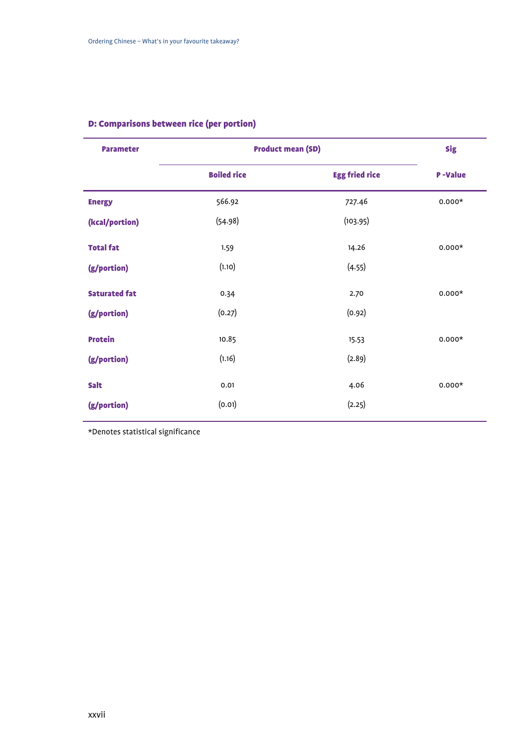### D: Comparisons between rice (per portion)

| Parameter | Product mean (SD) | | Sig |
|---|---|---|---|
| | Boiled rice | Egg fried rice | P -Value |
| **Energy (kcal/portion)** | 566.92 (54.98) | 727.46 (103.95) | 0.000* |
| **Total fat (g/portion)** | 1.59 (1.10) | 14.26 (4.55) | 0.000* |
| **Saturated fat (g/portion)** | 0.34 (0.27) | 2.70 (0.92) | 0.000* |
| **Protein (g/portion)** | 10.85 (1.16) | 15.53 (2.89) | 0.000* |
| **Salt (g/portion)** | 0.01 (0.01) | 4.06 (2.25) | 0.000* |

*Denotes statistical significance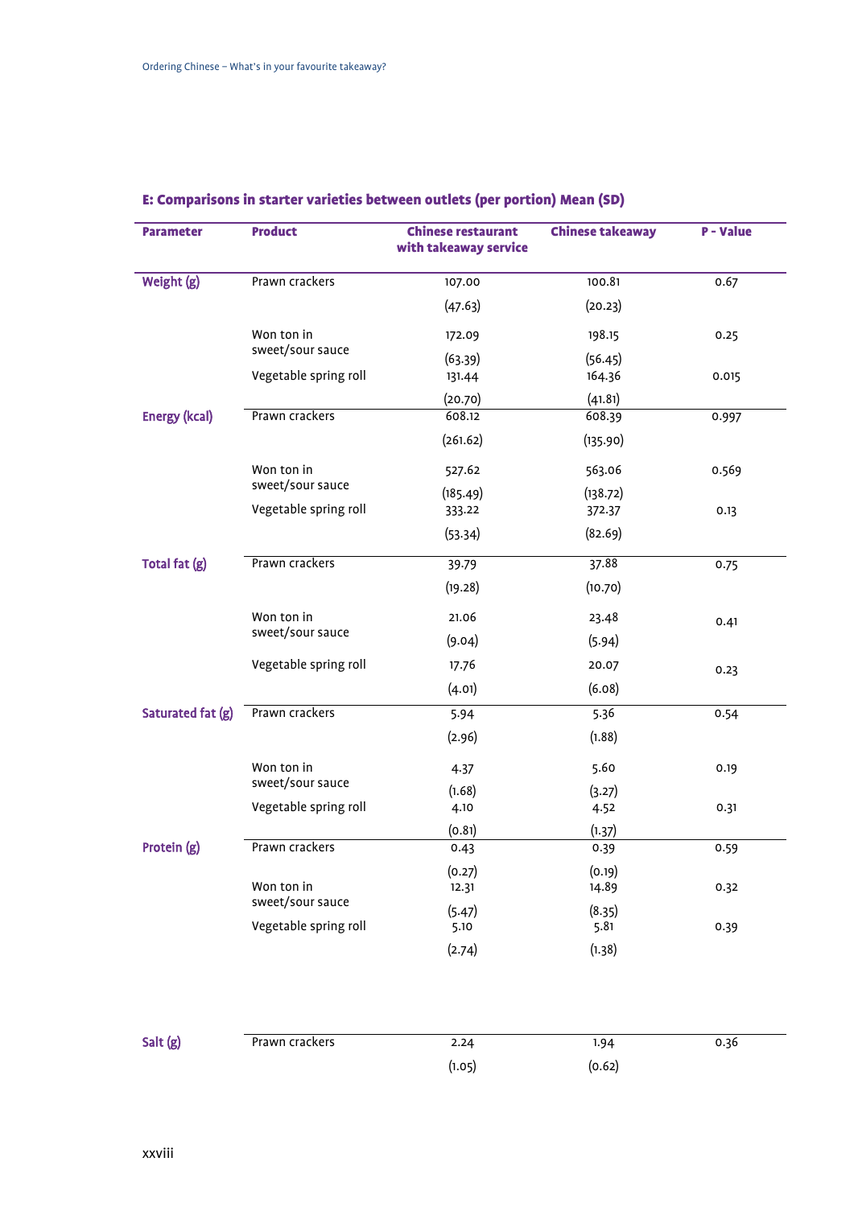## E: Comparisons in starter varieties between outlets (per portion) Mean (SD)

| Parameter | Product | Chinese restaurant with takeaway service | Chinese takeaway | P - Value |
|---|---|---|---|---|
| Weight (g) | Prawn crackers | 107.00 (47.63) | 100.81 (20.23) | 0.67 |
| | Won ton in sweet/sour sauce | 172.09 (63.39) | 198.15 (56.45) | 0.25 |
| | Vegetable spring roll | 131.44 (20.70) | 164.36 (41.81) | 0.015 |
| Energy (kcal) | Prawn crackers | 608.12 (261.62) | 608.39 (135.90) | 0.997 |
| | Won ton in sweet/sour sauce | 527.62 (185.49) | 563.06 (138.72) | 0.569 |
| | Vegetable spring roll | 333.22 (53.34) | 372.37 (82.69) | 0.13 |
| Total fat (g) | Prawn crackers | 39.79 (19.28) | 37.88 (10.70) | 0.75 |
| | Won ton in sweet/sour sauce | 21.06 (9.04) | 23.48 (5.94) | 0.41 |
| | Vegetable spring roll | 17.76 (4.01) | 20.07 (6.08) | 0.23 |
| Saturated fat (g) | Prawn crackers | 5.94 (2.96) | 5.36 (1.88) | 0.54 |
| | Won ton in sweet/sour sauce | 4.37 (1.68) | 5.60 (3.27) | 0.19 |
| | Vegetable spring roll | 4.10 (0.81) | 4.52 (1.37) | 0.31 |
| Protein (g) | Prawn crackers | 0.43 (0.27) | 0.39 (0.19) | 0.59 |
| | Won ton in sweet/sour sauce | 12.31 (5.47) | 14.89 (8.35) | 0.32 |
| | Vegetable spring roll | 5.10 (2.74) | 5.81 (1.38) | 0.39 |
| Salt (g) | Prawn crackers | 2.24 (1.05) | 1.94 (0.62) | 0.36 |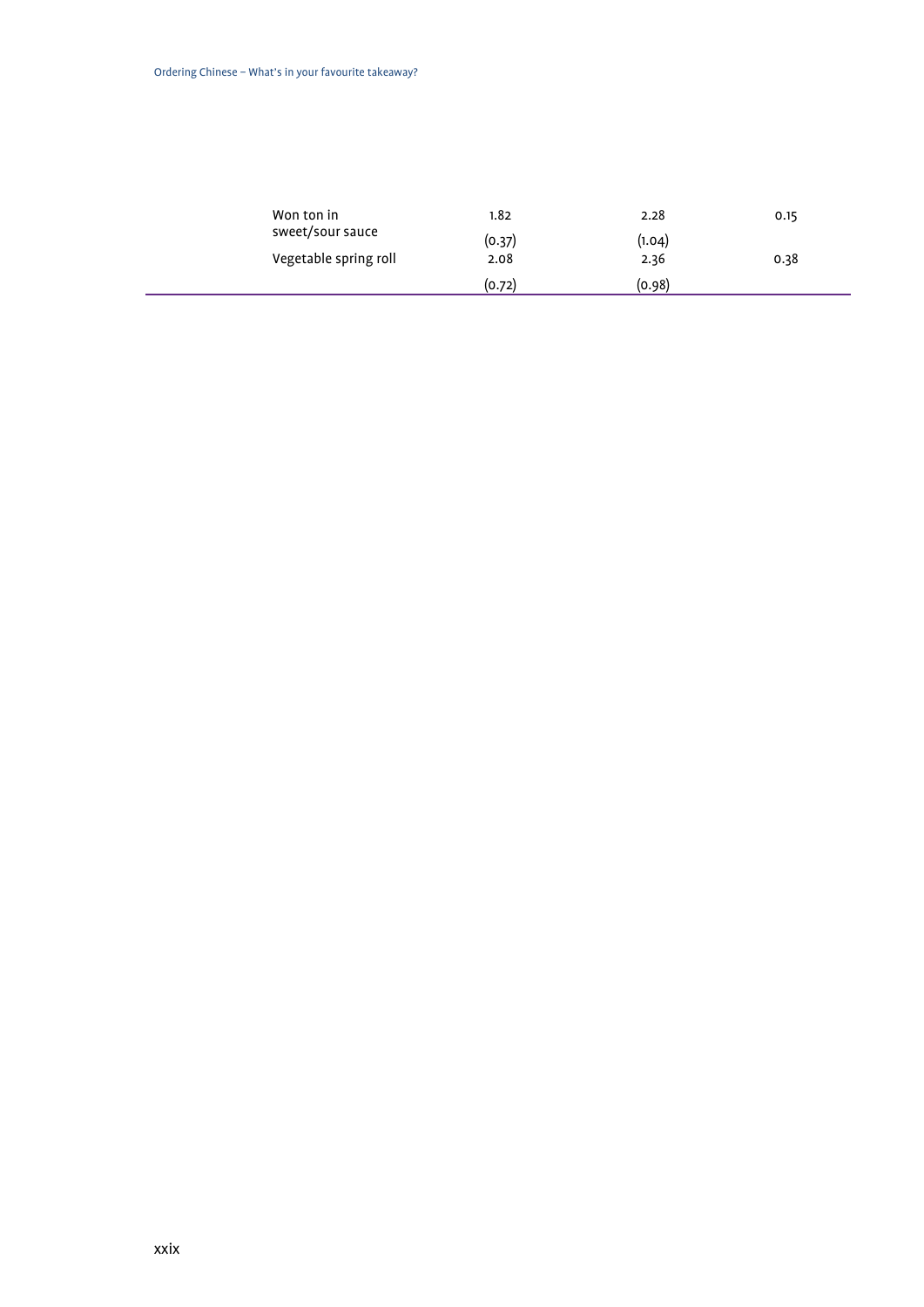| | | | |
|---|---|---|---|
| Won ton in sweet/sour sauce | 1.82 | 2.28 | 0.15 |
| | (0.37) | (1.04) | |
| Vegetable spring roll | 2.08 | 2.36 | 0.38 |
| | (0.72) | (0.98) | |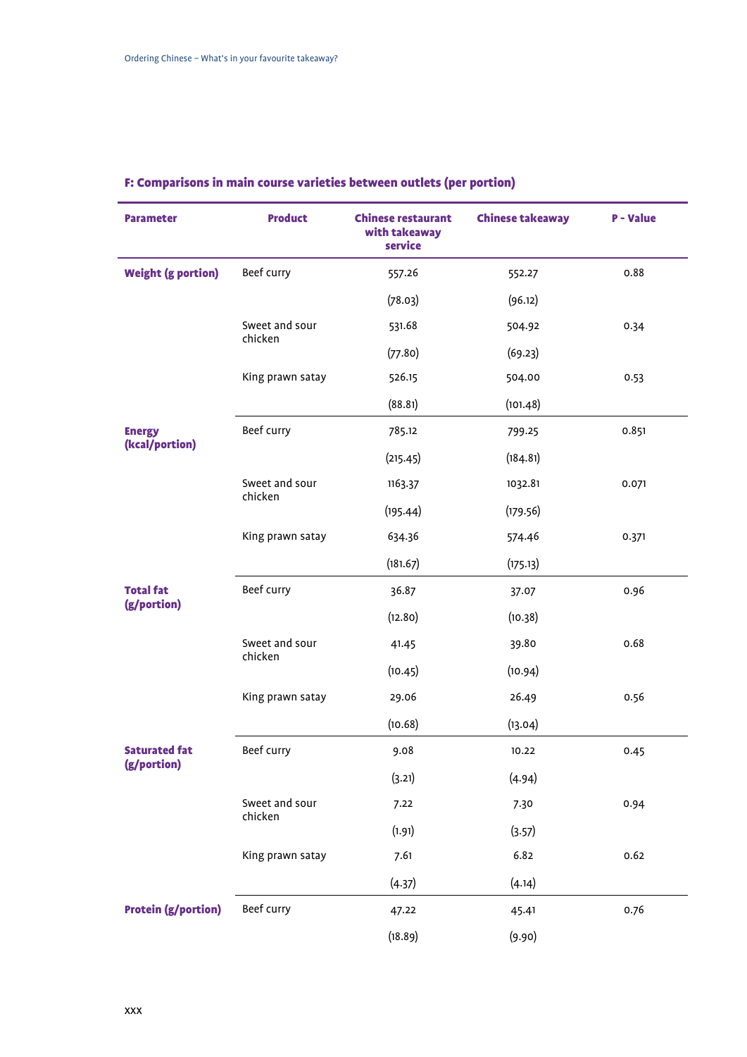### F: Comparisons in main course varieties between outlets (per portion)

| Parameter | Product | Chinese restaurant with takeaway service | Chinese takeaway | P - Value |
|---|---|---|---|---|
| **Weight (g portion)** | Beef curry | 557.26 | 552.27 | 0.88 |
| | | (78.03) | (96.12) | |
| | Sweet and sour chicken | 531.68 | 504.92 | 0.34 |
| | | (77.80) | (69.23) | |
| | King prawn satay | 526.15 | 504.00 | 0.53 |
| | | (88.81) | (101.48) | |
| **Energy (kcal/portion)** | Beef curry | 785.12 | 799.25 | 0.851 |
| | | (215.45) | (184.81) | |
| | Sweet and sour chicken | 1163.37 | 1032.81 | 0.071 |
| | | (195.44) | (179.56) | |
| | King prawn satay | 634.36 | 574.46 | 0.371 |
| | | (181.67) | (175.13) | |
| **Total fat (g/portion)** | Beef curry | 36.87 | 37.07 | 0.96 |
| | | (12.80) | (10.38) | |
| | Sweet and sour chicken | 41.45 | 39.80 | 0.68 |
| | | (10.45) | (10.94) | |
| | King prawn satay | 29.06 | 26.49 | 0.56 |
| | | (10.68) | (13.04) | |
| **Saturated fat (g/portion)** | Beef curry | 9.08 | 10.22 | 0.45 |
| | | (3.21) | (4.94) | |
| | Sweet and sour chicken | 7.22 | 7.30 | 0.94 |
| | | (1.91) | (3.57) | |
| | King prawn satay | 7.61 | 6.82 | 0.62 |
| | | (4.37) | (4.14) | |
| **Protein (g/portion)** | Beef curry | 47.22 | 45.41 | 0.76 |
| | | (18.89) | (9.90) | |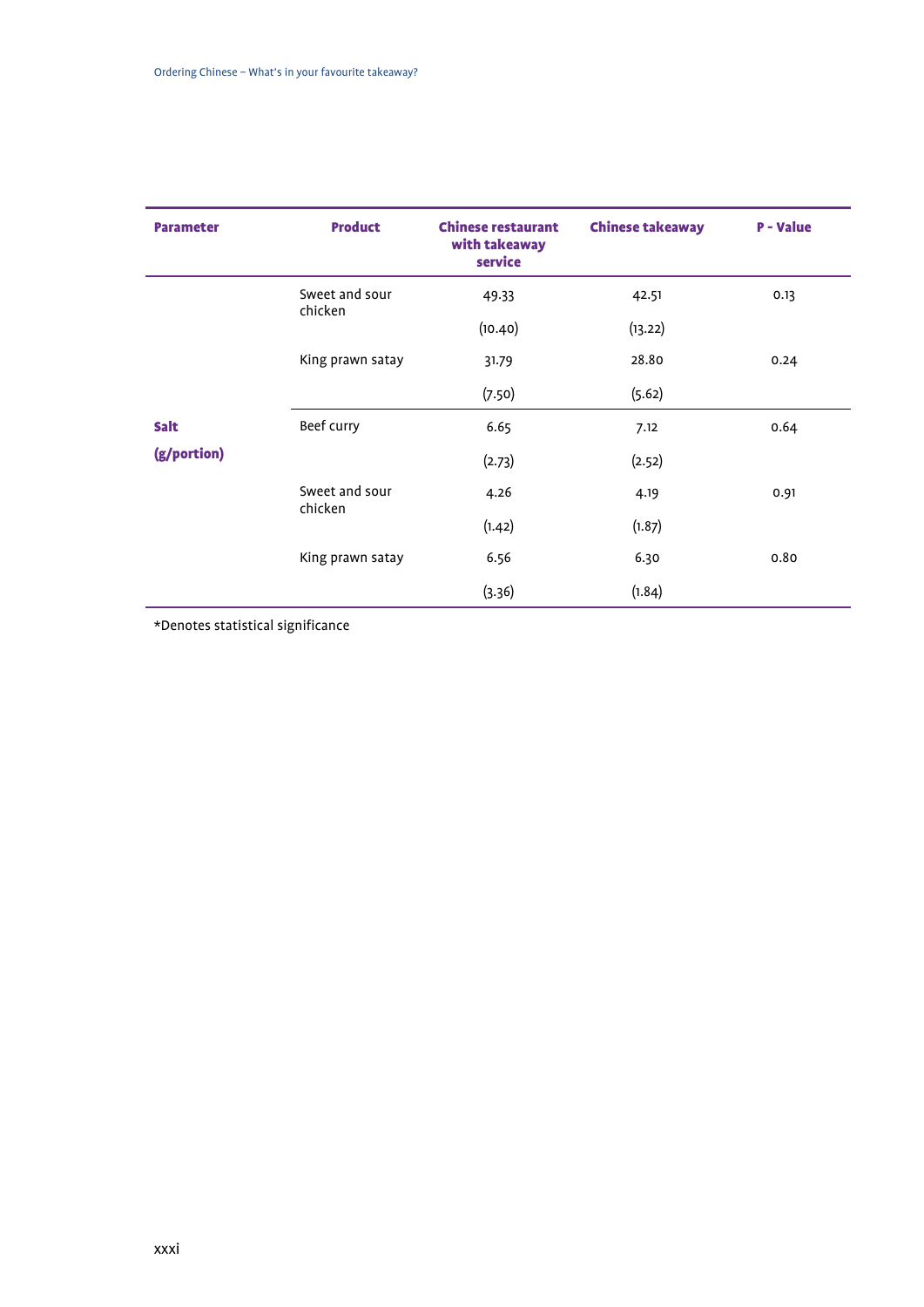| Parameter | Product | Chinese restaurant with takeaway service | Chinese takeaway | P - Value |
|---|---|---|---|---|
| | Sweet and sour chicken | 49.33 | 42.51 | 0.13 |
| | | (10.40) | (13.22) | |
| | King prawn satay | 31.79 | 28.80 | 0.24 |
| | | (7.50) | (5.62) | |
| **Salt (g/portion)** | Beef curry | 6.65 | 7.12 | 0.64 |
| | | (2.73) | (2.52) | |
| | Sweet and sour chicken | 4.26 | 4.19 | 0.91 |
| | | (1.42) | (1.87) | |
| | King prawn satay | 6.56 | 6.30 | 0.80 |
| | | (3.36) | (1.84) | |

*Denotes statistical significance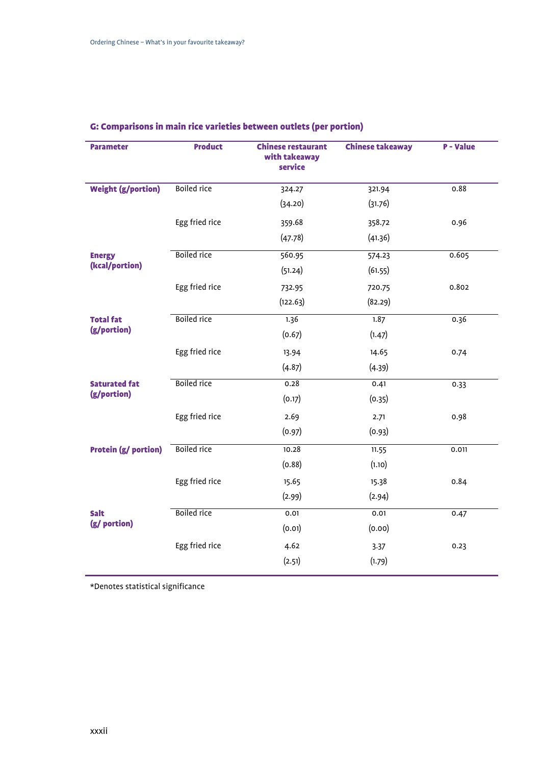### G: Comparisons in main rice varieties between outlets (per portion)

| Parameter | Product | Chinese restaurant with takeaway service | Chinese takeaway | P - Value |
|---|---|---|---|---|
| Weight (g/portion) | Boiled rice | 324.27 (34.20) | 321.94 (31.76) | 0.88 |
| | Egg fried rice | 359.68 (47.78) | 358.72 (41.36) | 0.96 |
| Energy (kcal/portion) | Boiled rice | 560.95 (51.24) | 574.23 (61.55) | 0.605 |
| | Egg fried rice | 732.95 (122.63) | 720.75 (82.29) | 0.802 |
| Total fat (g/portion) | Boiled rice | 1.36 (0.67) | 1.87 (1.47) | 0.36 |
| | Egg fried rice | 13.94 (4.87) | 14.65 (4.39) | 0.74 |
| Saturated fat (g/portion) | Boiled rice | 0.28 (0.17) | 0.41 (0.35) | 0.33 |
| | Egg fried rice | 2.69 (0.97) | 2.71 (0.93) | 0.98 |
| Protein (g/ portion) | Boiled rice | 10.28 (0.88) | 11.55 (1.10) | 0.011 |
| | Egg fried rice | 15.65 (2.99) | 15.38 (2.94) | 0.84 |
| Salt (g/ portion) | Boiled rice | 0.01 (0.01) | 0.01 (0.00) | 0.47 |
| | Egg fried rice | 4.62 (2.51) | 3.37 (1.79) | 0.23 |

*Denotes statistical significance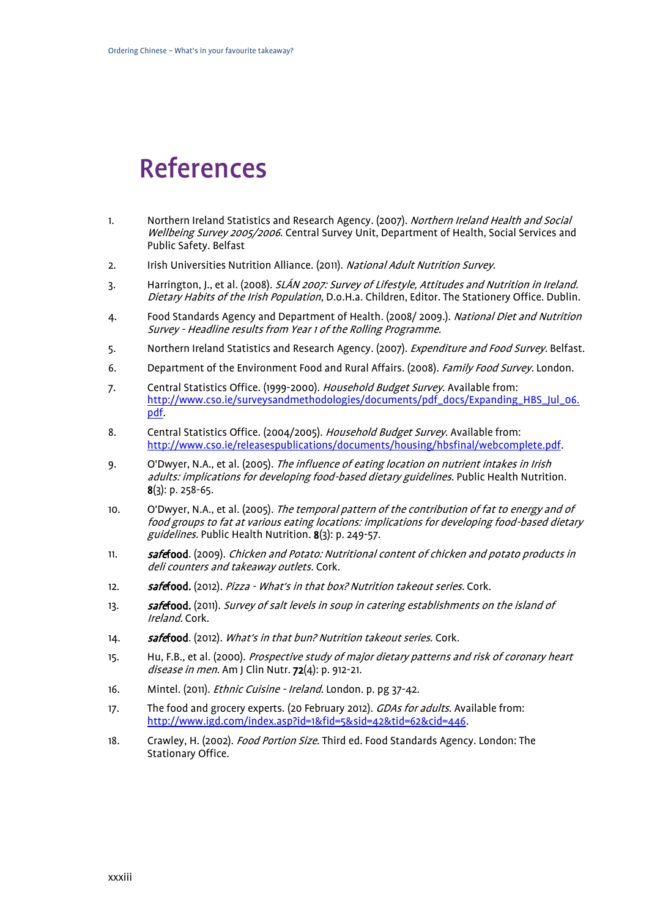# References

1. Northern Ireland Statistics and Research Agency. (2007). *Northern Ireland Health and Social Wellbeing Survey 2005/2006*. Central Survey Unit, Department of Health, Social Services and Public Safety. Belfast

2. Irish Universities Nutrition Alliance. (2011). *National Adult Nutrition Survey*.

3. Harrington, J., et al. (2008). *SLÁN 2007: Survey of Lifestyle, Attitudes and Nutrition in Ireland. Dietary Habits of the Irish Population*, D.o.H.a. Children, Editor. The Stationery Office. Dublin.

4. Food Standards Agency and Department of Health. (2008/ 2009.). *National Diet and Nutrition Survey - Headline results from Year 1 of the Rolling Programme.*

5. Northern Ireland Statistics and Research Agency. (2007). *Expenditure and Food Survey.* Belfast.

6. Department of the Environment Food and Rural Affairs. (2008). *Family Food Survey.* London.

7. Central Statistics Office. (1999-2000). *Household Budget Survey*. Available from: [http://www.cso.ie/surveysandmethodologies/documents/pdf_docs/Expanding_HBS_Jul_06.pdf](http://www.cso.ie/surveysandmethodologies/documents/pdf_docs/Expanding_HBS_Jul_06.pdf).

8. Central Statistics Office. (2004/2005). *Household Budget Survey*. Available from: [http://www.cso.ie/releasespublications/documents/housing/hbsfinal/webcomplete.pdf](http://www.cso.ie/releasespublications/documents/housing/hbsfinal/webcomplete.pdf).

9. O'Dwyer, N.A., et al. (2005). *The influence of eating location on nutrient intakes in Irish adults: implications for developing food-based dietary guidelines.* Public Health Nutrition. **8**(3): p. 258-65.

10. O'Dwyer, N.A., et al. (2005). *The temporal pattern of the contribution of fat to energy and of food groups to fat at various eating locations: implications for developing food-based dietary guidelines.* Public Health Nutrition. **8**(3): p. 249-57.

11. ***safe*food**. (2009). *Chicken and Potato: Nutritional content of chicken and potato products in deli counters and takeaway outlets.* Cork.

12. ***safe*food.** (2012). *Pizza - What's in that box? Nutrition takeout series.* Cork.

13. ***safe*food.** (2011). *Survey of salt levels in soup in catering establishments on the island of Ireland.* Cork.

14. ***safe*food**. (2012). *What's in that bun? Nutrition takeout series*. Cork.

15. Hu, F.B., et al. (2000). *Prospective study of major dietary patterns and risk of coronary heart disease in men.* Am J Clin Nutr. **72**(4): p. 912-21.

16. Mintel. (2011). *Ethnic Cuisine - Ireland.* London. p. pg 37-42.

17. The food and grocery experts. (20 February 2012). *GDAs for adults*. Available from: [http://www.igd.com/index.asp?id=1&fid=5&sid=42&tid=62&cid=446](http://www.igd.com/index.asp?id=1&fid=5&sid=42&tid=62&cid=446).

18. Crawley, H. (2002). *Food Portion Size*. Third ed. Food Standards Agency. London: The Stationary Office.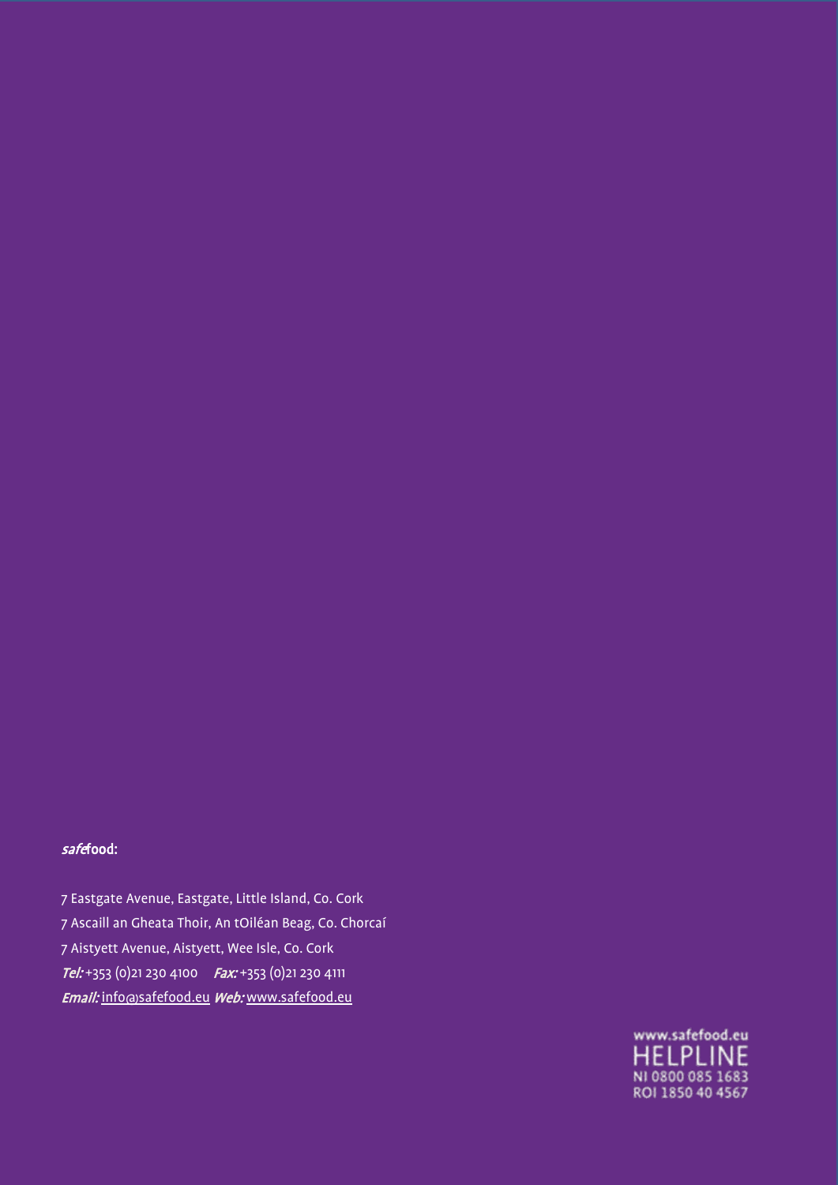***safe*food:**

7 Eastgate Avenue, Eastgate, Little Island, Co. Cork
7 Ascaill an Gheata Thoir, An tOiléan Beag, Co. Chorcaí
7 Aistyett Avenue, Aistyett, Wee Isle, Co. Cork
*Tel:* +353 (0)21 230 4100 *Fax:* +353 (0)21 230 4111
*Email:* info@safefood.eu *Web:* www.safefood.eu

www.safefood.eu
HELPLINE
NI 0800 085 1683
ROI 1850 40 4567